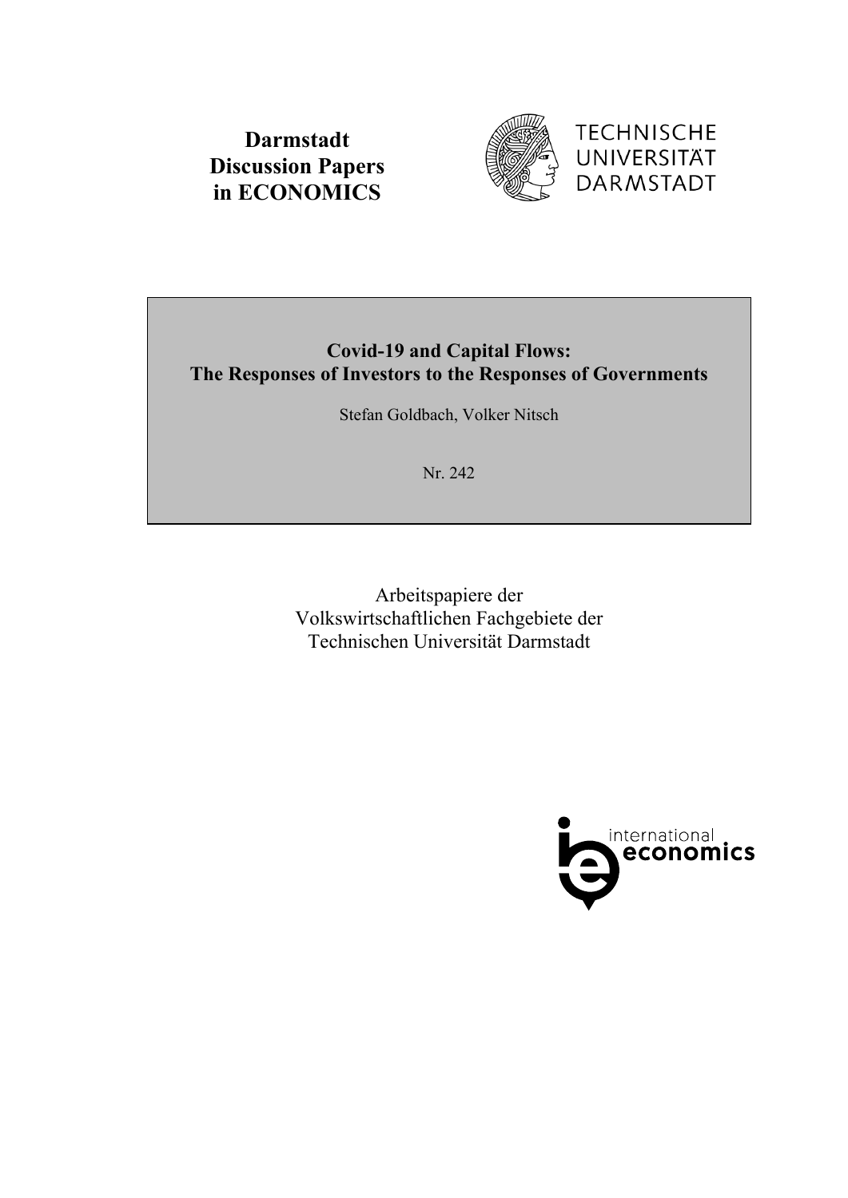**Darmstadt Discussion Papers in ECONOMICS**

TECHNISCHE UNIVERSITÄT DARMSTADT

**Covid-19 and Capital Flows: The Responses of Investors to the Responses of Governments**

Stefan Goldbach, Volker Nitsch

Nr. 242

Arbeitspapiere der Volkswirtschaftlichen Fachgebiete der Technischen Universität Darmstadt

international economics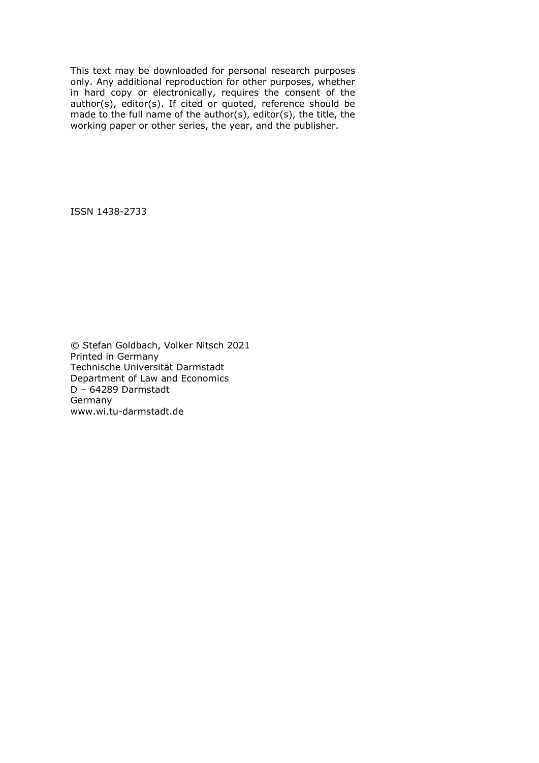This text may be downloaded for personal research purposes only. Any additional reproduction for other purposes, whether in hard copy or electronically, requires the consent of the author(s), editor(s). If cited or quoted, reference should be made to the full name of the author(s), editor(s), the title, the working paper or other series, the year, and the publisher.

ISSN 1438-2733

© Stefan Goldbach, Volker Nitsch 2021
Printed in Germany
Technische Universität Darmstadt
Department of Law and Economics
D – 64289 Darmstadt
Germany
www.wi.tu-darmstadt.de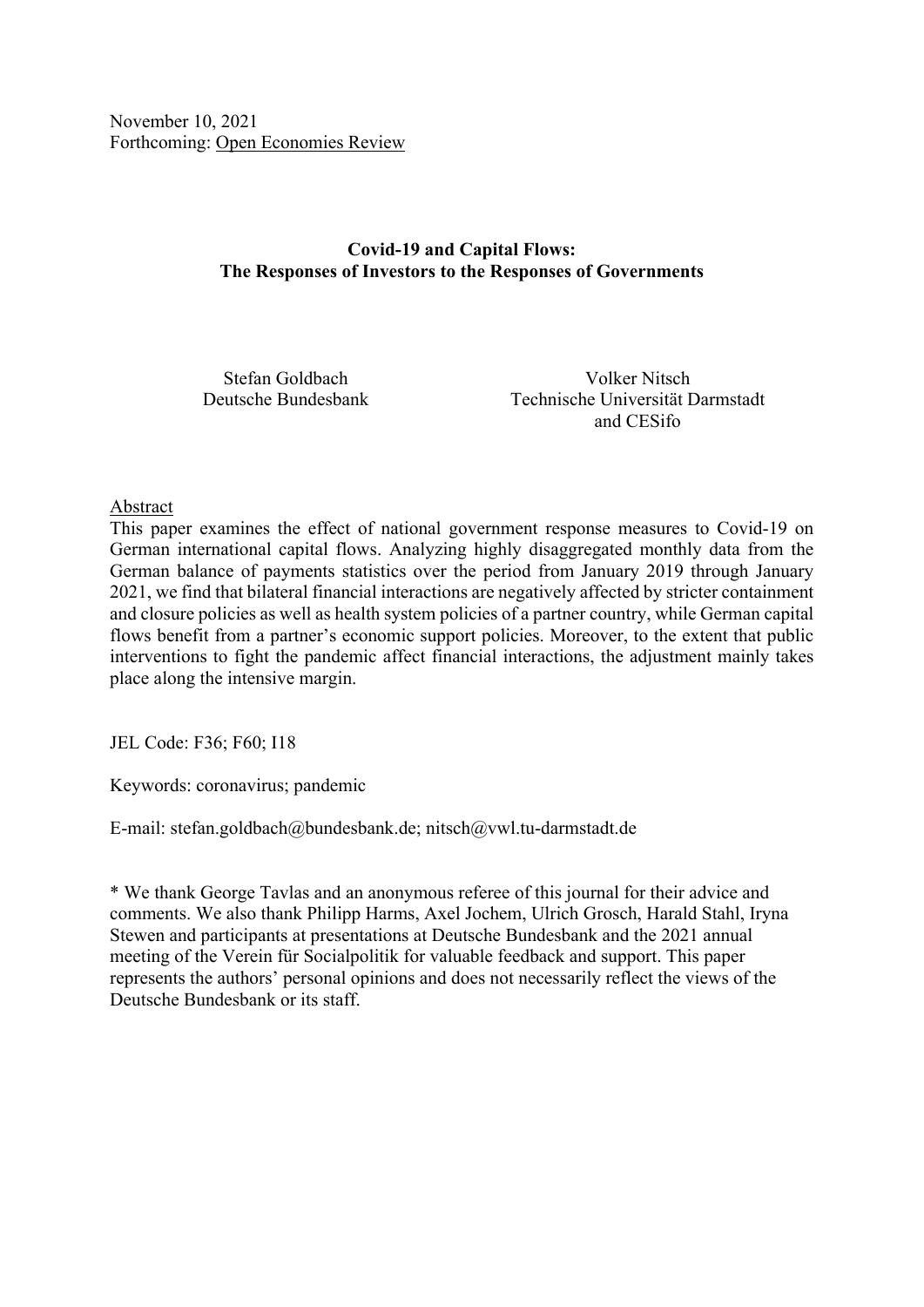November 10, 2021
Forthcoming: Open Economies Review

**Covid-19 and Capital Flows:**
**The Responses of Investors to the Responses of Governments**

Stefan Goldbach
Deutsche Bundesbank

Volker Nitsch
Technische Universität Darmstadt
and CESifo

Abstract

This paper examines the effect of national government response measures to Covid-19 on German international capital flows. Analyzing highly disaggregated monthly data from the German balance of payments statistics over the period from January 2019 through January 2021, we find that bilateral financial interactions are negatively affected by stricter containment and closure policies as well as health system policies of a partner country, while German capital flows benefit from a partner's economic support policies. Moreover, to the extent that public interventions to fight the pandemic affect financial interactions, the adjustment mainly takes place along the intensive margin.

JEL Code: F36; F60; I18

Keywords: coronavirus; pandemic

E-mail: stefan.goldbach@bundesbank.de; nitsch@vwl.tu-darmstadt.de

\* We thank George Tavlas and an anonymous referee of this journal for their advice and comments. We also thank Philipp Harms, Axel Jochem, Ulrich Grosch, Harald Stahl, Iryna Stewen and participants at presentations at Deutsche Bundesbank and the 2021 annual meeting of the Verein für Socialpolitik for valuable feedback and support. This paper represents the authors' personal opinions and does not necessarily reflect the views of the Deutsche Bundesbank or its staff.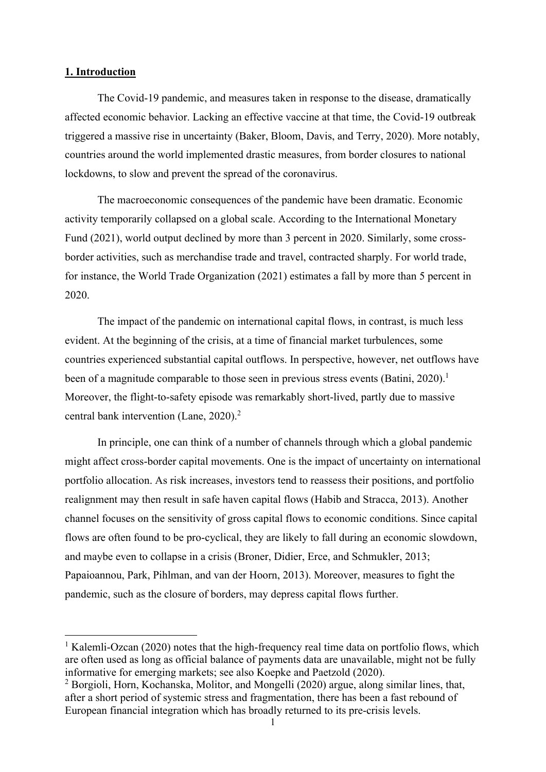## 1. Introduction

The Covid-19 pandemic, and measures taken in response to the disease, dramatically affected economic behavior. Lacking an effective vaccine at that time, the Covid-19 outbreak triggered a massive rise in uncertainty (Baker, Bloom, Davis, and Terry, 2020). More notably, countries around the world implemented drastic measures, from border closures to national lockdowns, to slow and prevent the spread of the coronavirus.

The macroeconomic consequences of the pandemic have been dramatic. Economic activity temporarily collapsed on a global scale. According to the International Monetary Fund (2021), world output declined by more than 3 percent in 2020. Similarly, some cross-border activities, such as merchandise trade and travel, contracted sharply. For world trade, for instance, the World Trade Organization (2021) estimates a fall by more than 5 percent in 2020.

The impact of the pandemic on international capital flows, in contrast, is much less evident. At the beginning of the crisis, at a time of financial market turbulences, some countries experienced substantial capital outflows. In perspective, however, net outflows have been of a magnitude comparable to those seen in previous stress events (Batini, 2020).[1] Moreover, the flight-to-safety episode was remarkably short-lived, partly due to massive central bank intervention (Lane, 2020).[2]

In principle, one can think of a number of channels through which a global pandemic might affect cross-border capital movements. One is the impact of uncertainty on international portfolio allocation. As risk increases, investors tend to reassess their positions, and portfolio realignment may then result in safe haven capital flows (Habib and Stracca, 2013). Another channel focuses on the sensitivity of gross capital flows to economic conditions. Since capital flows are often found to be pro-cyclical, they are likely to fall during an economic slowdown, and maybe even to collapse in a crisis (Broner, Didier, Erce, and Schmukler, 2013; Papaioannou, Park, Pihlman, and van der Hoorn, 2013). Moreover, measures to fight the pandemic, such as the closure of borders, may depress capital flows further.

---

[1] Kalemli-Ozcan (2020) notes that the high-frequency real time data on portfolio flows, which are often used as long as official balance of payments data are unavailable, might not be fully informative for emerging markets; see also Koepke and Paetzold (2020).

[2] Borgioli, Horn, Kochanska, Molitor, and Mongelli (2020) argue, along similar lines, that, after a short period of systemic stress and fragmentation, there has been a fast rebound of European financial integration which has broadly returned to its pre-crisis levels.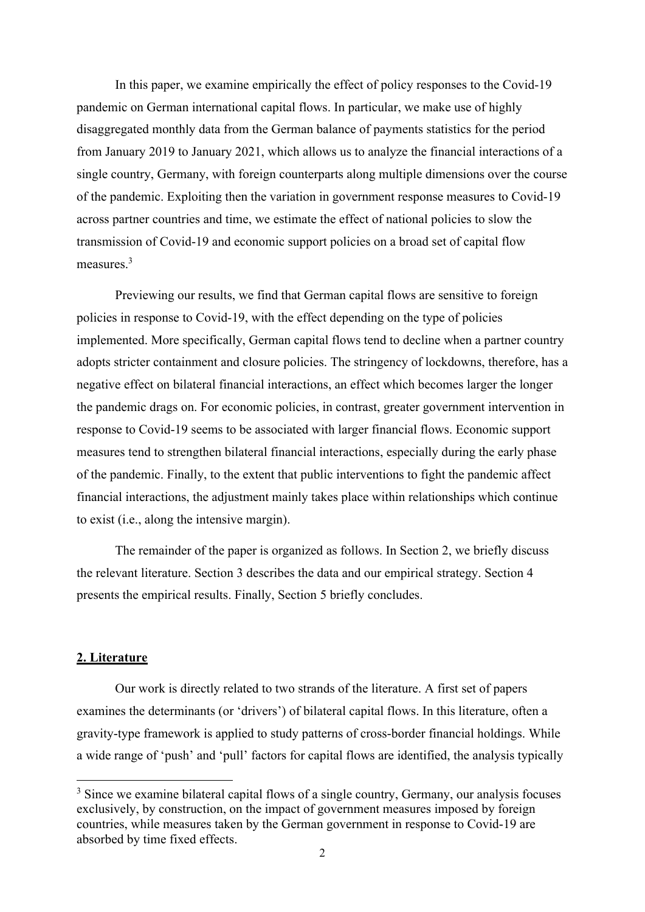In this paper, we examine empirically the effect of policy responses to the Covid-19 pandemic on German international capital flows. In particular, we make use of highly disaggregated monthly data from the German balance of payments statistics for the period from January 2019 to January 2021, which allows us to analyze the financial interactions of a single country, Germany, with foreign counterparts along multiple dimensions over the course of the pandemic. Exploiting then the variation in government response measures to Covid-19 across partner countries and time, we estimate the effect of national policies to slow the transmission of Covid-19 and economic support policies on a broad set of capital flow measures.[3]

Previewing our results, we find that German capital flows are sensitive to foreign policies in response to Covid-19, with the effect depending on the type of policies implemented. More specifically, German capital flows tend to decline when a partner country adopts stricter containment and closure policies. The stringency of lockdowns, therefore, has a negative effect on bilateral financial interactions, an effect which becomes larger the longer the pandemic drags on. For economic policies, in contrast, greater government intervention in response to Covid-19 seems to be associated with larger financial flows. Economic support measures tend to strengthen bilateral financial interactions, especially during the early phase of the pandemic. Finally, to the extent that public interventions to fight the pandemic affect financial interactions, the adjustment mainly takes place within relationships which continue to exist (i.e., along the intensive margin).

The remainder of the paper is organized as follows. In Section 2, we briefly discuss the relevant literature. Section 3 describes the data and our empirical strategy. Section 4 presents the empirical results. Finally, Section 5 briefly concludes.

## 2. Literature

Our work is directly related to two strands of the literature. A first set of papers examines the determinants (or 'drivers') of bilateral capital flows. In this literature, often a gravity-type framework is applied to study patterns of cross-border financial holdings. While a wide range of 'push' and 'pull' factors for capital flows are identified, the analysis typically

[3] Since we examine bilateral capital flows of a single country, Germany, our analysis focuses exclusively, by construction, on the impact of government measures imposed by foreign countries, while measures taken by the German government in response to Covid-19 are absorbed by time fixed effects.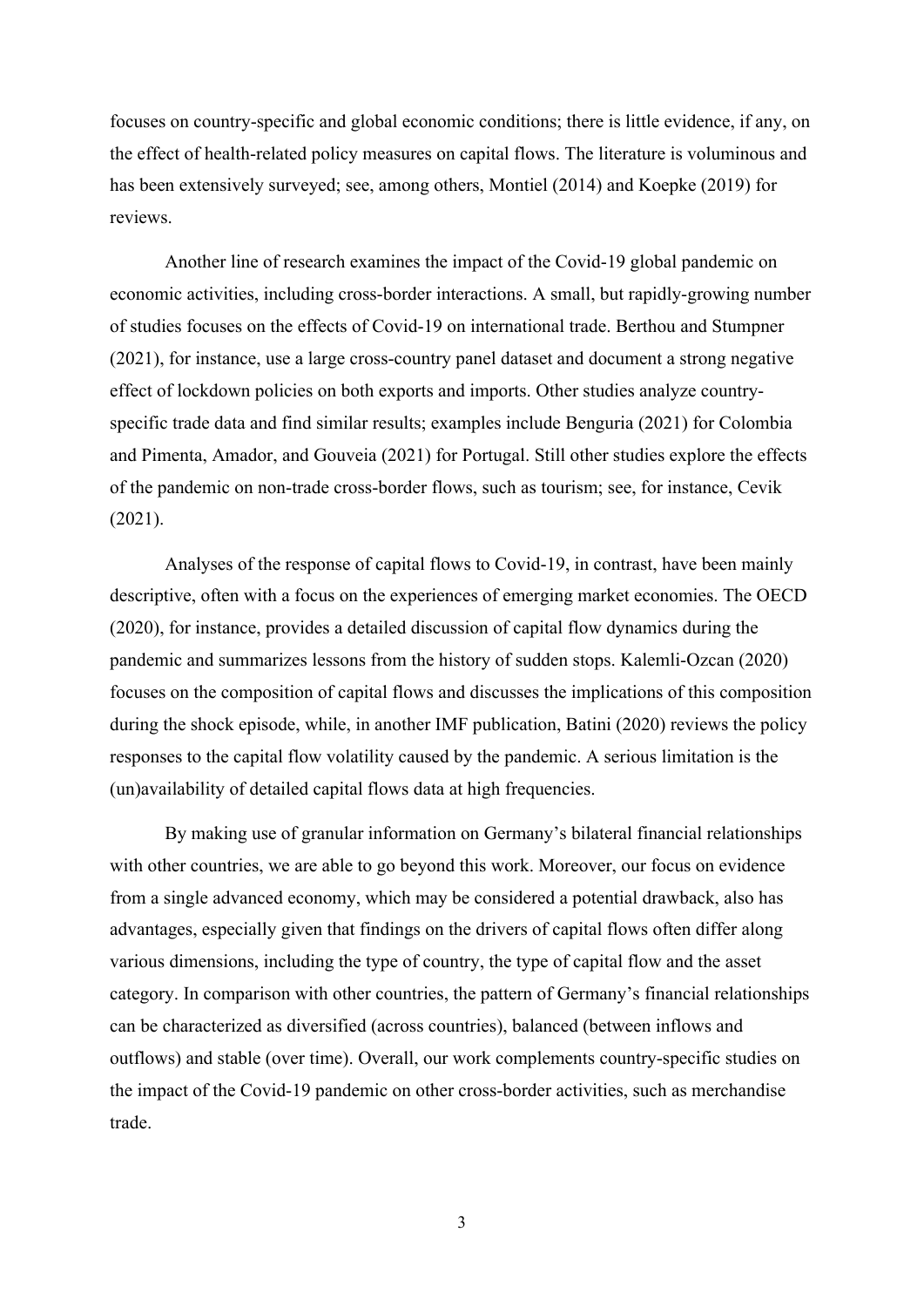focuses on country-specific and global economic conditions; there is little evidence, if any, on the effect of health-related policy measures on capital flows. The literature is voluminous and has been extensively surveyed; see, among others, Montiel (2014) and Koepke (2019) for reviews.

Another line of research examines the impact of the Covid-19 global pandemic on economic activities, including cross-border interactions. A small, but rapidly-growing number of studies focuses on the effects of Covid-19 on international trade. Berthou and Stumpner (2021), for instance, use a large cross-country panel dataset and document a strong negative effect of lockdown policies on both exports and imports. Other studies analyze country-specific trade data and find similar results; examples include Benguria (2021) for Colombia and Pimenta, Amador, and Gouveia (2021) for Portugal. Still other studies explore the effects of the pandemic on non-trade cross-border flows, such as tourism; see, for instance, Cevik (2021).

Analyses of the response of capital flows to Covid-19, in contrast, have been mainly descriptive, often with a focus on the experiences of emerging market economies. The OECD (2020), for instance, provides a detailed discussion of capital flow dynamics during the pandemic and summarizes lessons from the history of sudden stops. Kalemli-Ozcan (2020) focuses on the composition of capital flows and discusses the implications of this composition during the shock episode, while, in another IMF publication, Batini (2020) reviews the policy responses to the capital flow volatility caused by the pandemic. A serious limitation is the (un)availability of detailed capital flows data at high frequencies.

By making use of granular information on Germany's bilateral financial relationships with other countries, we are able to go beyond this work. Moreover, our focus on evidence from a single advanced economy, which may be considered a potential drawback, also has advantages, especially given that findings on the drivers of capital flows often differ along various dimensions, including the type of country, the type of capital flow and the asset category. In comparison with other countries, the pattern of Germany's financial relationships can be characterized as diversified (across countries), balanced (between inflows and outflows) and stable (over time). Overall, our work complements country-specific studies on the impact of the Covid-19 pandemic on other cross-border activities, such as merchandise trade.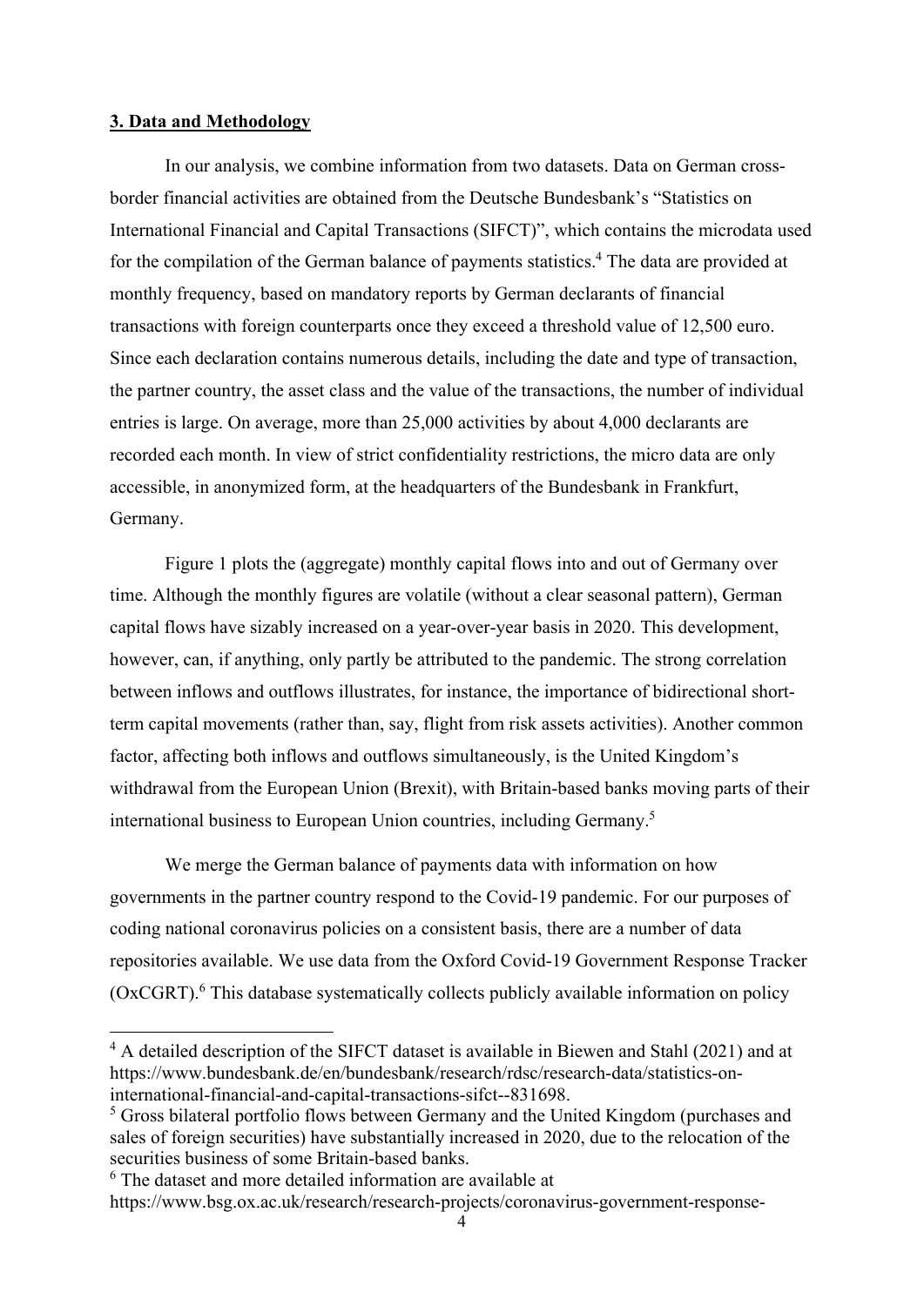**3. Data and Methodology**

In our analysis, we combine information from two datasets. Data on German cross-border financial activities are obtained from the Deutsche Bundesbank's "Statistics on International Financial and Capital Transactions (SIFCT)", which contains the microdata used for the compilation of the German balance of payments statistics.[4] The data are provided at monthly frequency, based on mandatory reports by German declarants of financial transactions with foreign counterparts once they exceed a threshold value of 12,500 euro. Since each declaration contains numerous details, including the date and type of transaction, the partner country, the asset class and the value of the transactions, the number of individual entries is large. On average, more than 25,000 activities by about 4,000 declarants are recorded each month. In view of strict confidentiality restrictions, the micro data are only accessible, in anonymized form, at the headquarters of the Bundesbank in Frankfurt, Germany.

Figure 1 plots the (aggregate) monthly capital flows into and out of Germany over time. Although the monthly figures are volatile (without a clear seasonal pattern), German capital flows have sizably increased on a year-over-year basis in 2020. This development, however, can, if anything, only partly be attributed to the pandemic. The strong correlation between inflows and outflows illustrates, for instance, the importance of bidirectional short-term capital movements (rather than, say, flight from risk assets activities). Another common factor, affecting both inflows and outflows simultaneously, is the United Kingdom's withdrawal from the European Union (Brexit), with Britain-based banks moving parts of their international business to European Union countries, including Germany.[5]

We merge the German balance of payments data with information on how governments in the partner country respond to the Covid-19 pandemic. For our purposes of coding national coronavirus policies on a consistent basis, there are a number of data repositories available. We use data from the Oxford Covid-19 Government Response Tracker (OxCGRT).[6] This database systematically collects publicly available information on policy

---

[4] A detailed description of the SIFCT dataset is available in Biewen and Stahl (2021) and at https://www.bundesbank.de/en/bundesbank/research/rdsc/research-data/statistics-on-international-financial-and-capital-transactions-sifct--831698.

[5] Gross bilateral portfolio flows between Germany and the United Kingdom (purchases and sales of foreign securities) have substantially increased in 2020, due to the relocation of the securities business of some Britain-based banks.

[6] The dataset and more detailed information are available at https://www.bsg.ox.ac.uk/research/research-projects/coronavirus-government-response-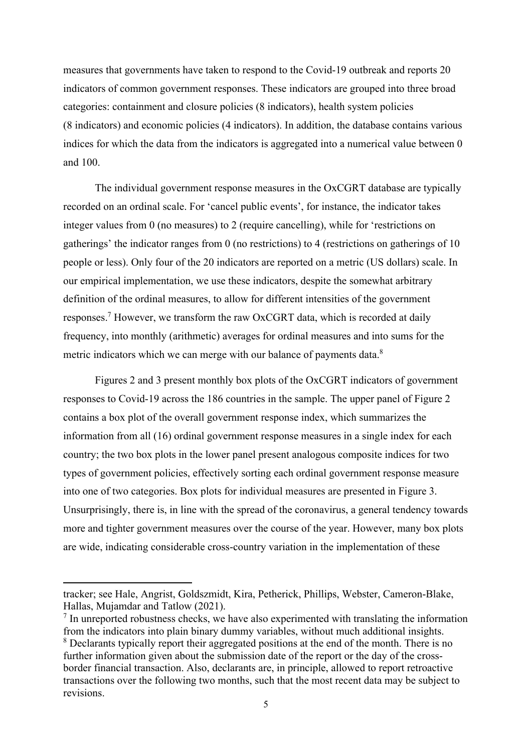measures that governments have taken to respond to the Covid-19 outbreak and reports 20 indicators of common government responses. These indicators are grouped into three broad categories: containment and closure policies (8 indicators), health system policies (8 indicators) and economic policies (4 indicators). In addition, the database contains various indices for which the data from the indicators is aggregated into a numerical value between 0 and 100.

The individual government response measures in the OxCGRT database are typically recorded on an ordinal scale. For 'cancel public events', for instance, the indicator takes integer values from 0 (no measures) to 2 (require cancelling), while for 'restrictions on gatherings' the indicator ranges from 0 (no restrictions) to 4 (restrictions on gatherings of 10 people or less). Only four of the 20 indicators are reported on a metric (US dollars) scale. In our empirical implementation, we use these indicators, despite the somewhat arbitrary definition of the ordinal measures, to allow for different intensities of the government responses.[7] However, we transform the raw OxCGRT data, which is recorded at daily frequency, into monthly (arithmetic) averages for ordinal measures and into sums for the metric indicators which we can merge with our balance of payments data.[8]

Figures 2 and 3 present monthly box plots of the OxCGRT indicators of government responses to Covid-19 across the 186 countries in the sample. The upper panel of Figure 2 contains a box plot of the overall government response index, which summarizes the information from all (16) ordinal government response measures in a single index for each country; the two box plots in the lower panel present analogous composite indices for two types of government policies, effectively sorting each ordinal government response measure into one of two categories. Box plots for individual measures are presented in Figure 3. Unsurprisingly, there is, in line with the spread of the coronavirus, a general tendency towards more and tighter government measures over the course of the year. However, many box plots are wide, indicating considerable cross-country variation in the implementation of these

---

tracker; see Hale, Angrist, Goldszmidt, Kira, Petherick, Phillips, Webster, Cameron-Blake, Hallas, Mujamdar and Tatlow (2021).

[7] In unreported robustness checks, we have also experimented with translating the information from the indicators into plain binary dummy variables, without much additional insights.

[8] Declarants typically report their aggregated positions at the end of the month. There is no further information given about the submission date of the report or the day of the cross-border financial transaction. Also, declarants are, in principle, allowed to report retroactive transactions over the following two months, such that the most recent data may be subject to revisions.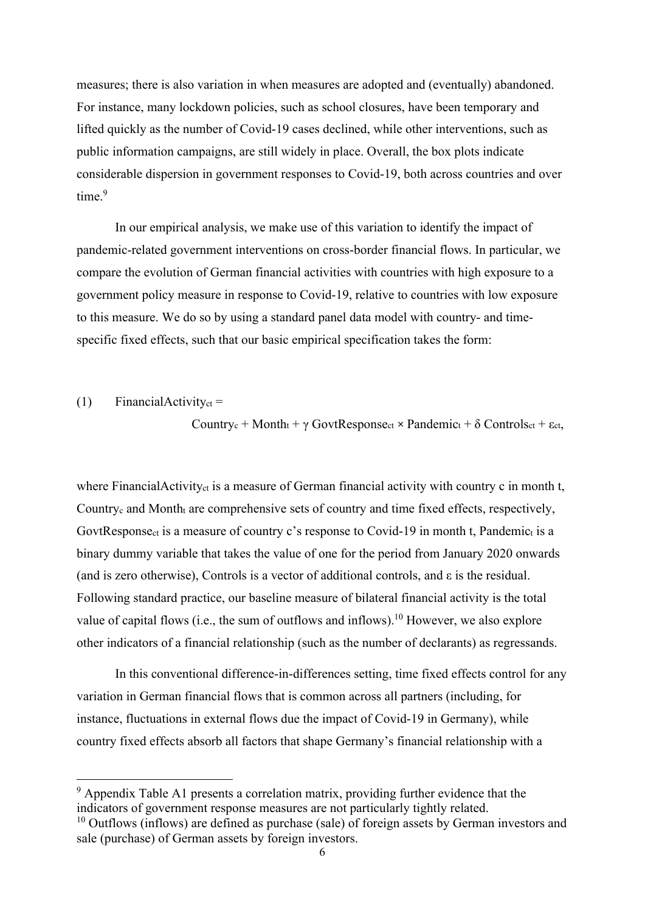measures; there is also variation in when measures are adopted and (eventually) abandoned. For instance, many lockdown policies, such as school closures, have been temporary and lifted quickly as the number of Covid-19 cases declined, while other interventions, such as public information campaigns, are still widely in place. Overall, the box plots indicate considerable dispersion in government responses to Covid-19, both across countries and over time.[9]

In our empirical analysis, we make use of this variation to identify the impact of pandemic-related government interventions on cross-border financial flows. In particular, we compare the evolution of German financial activities with countries with high exposure to a government policy measure in response to Covid-19, relative to countries with low exposure to this measure. We do so by using a standard panel data model with country- and time-specific fixed effects, such that our basic empirical specification takes the form:

$$\text{(1)} \quad \text{FinancialActivity}_{ct} = \text{Country}_c + \text{Month}_t + \gamma \ \text{GovtResponse}_{ct} \times \text{Pandemic}_t + \delta \ \text{Controls}_{ct} + \varepsilon_{ct},$$

where $\text{FinancialActivity}_{ct}$ is a measure of German financial activity with country c in month t, $\text{Country}_c$ and $\text{Month}_t$ are comprehensive sets of country and time fixed effects, respectively, $\text{GovtResponse}_{ct}$ is a measure of country c's response to Covid-19 in month t, $\text{Pandemic}_t$ is a binary dummy variable that takes the value of one for the period from January 2020 onwards (and is zero otherwise), Controls is a vector of additional controls, and $\varepsilon$ is the residual. Following standard practice, our baseline measure of bilateral financial activity is the total value of capital flows (i.e., the sum of outflows and inflows).[10] However, we also explore other indicators of a financial relationship (such as the number of declarants) as regressands.

In this conventional difference-in-differences setting, time fixed effects control for any variation in German financial flows that is common across all partners (including, for instance, fluctuations in external flows due the impact of Covid-19 in Germany), while country fixed effects absorb all factors that shape Germany's financial relationship with a

[9] Appendix Table A1 presents a correlation matrix, providing further evidence that the indicators of government response measures are not particularly tightly related.

[10] Outflows (inflows) are defined as purchase (sale) of foreign assets by German investors and sale (purchase) of German assets by foreign investors.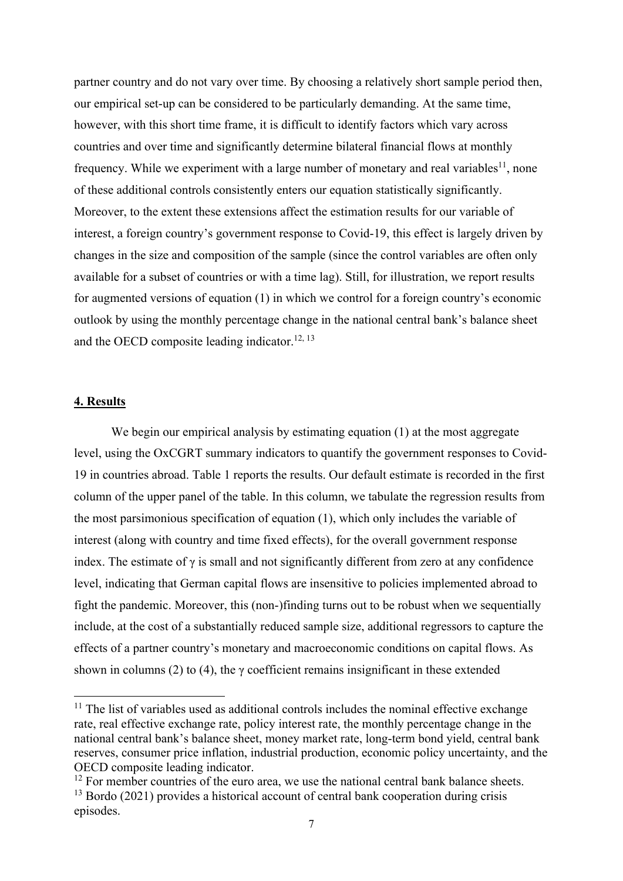partner country and do not vary over time. By choosing a relatively short sample period then, our empirical set-up can be considered to be particularly demanding. At the same time, however, with this short time frame, it is difficult to identify factors which vary across countries and over time and significantly determine bilateral financial flows at monthly frequency. While we experiment with a large number of monetary and real variables[11], none of these additional controls consistently enters our equation statistically significantly. Moreover, to the extent these extensions affect the estimation results for our variable of interest, a foreign country's government response to Covid-19, this effect is largely driven by changes in the size and composition of the sample (since the control variables are often only available for a subset of countries or with a time lag). Still, for illustration, we report results for augmented versions of equation (1) in which we control for a foreign country's economic outlook by using the monthly percentage change in the national central bank's balance sheet and the OECD composite leading indicator.[12, 13]

## 4. Results

We begin our empirical analysis by estimating equation (1) at the most aggregate level, using the OxCGRT summary indicators to quantify the government responses to Covid-19 in countries abroad. Table 1 reports the results. Our default estimate is recorded in the first column of the upper panel of the table. In this column, we tabulate the regression results from the most parsimonious specification of equation (1), which only includes the variable of interest (along with country and time fixed effects), for the overall government response index. The estimate of $\gamma$ is small and not significantly different from zero at any confidence level, indicating that German capital flows are insensitive to policies implemented abroad to fight the pandemic. Moreover, this (non-)finding turns out to be robust when we sequentially include, at the cost of a substantially reduced sample size, additional regressors to capture the effects of a partner country's monetary and macroeconomic conditions on capital flows. As shown in columns (2) to (4), the $\gamma$ coefficient remains insignificant in these extended

[11] The list of variables used as additional controls includes the nominal effective exchange rate, real effective exchange rate, policy interest rate, the monthly percentage change in the national central bank's balance sheet, money market rate, long-term bond yield, central bank reserves, consumer price inflation, industrial production, economic policy uncertainty, and the OECD composite leading indicator.

[12] For member countries of the euro area, we use the national central bank balance sheets.

[13] Bordo (2021) provides a historical account of central bank cooperation during crisis episodes.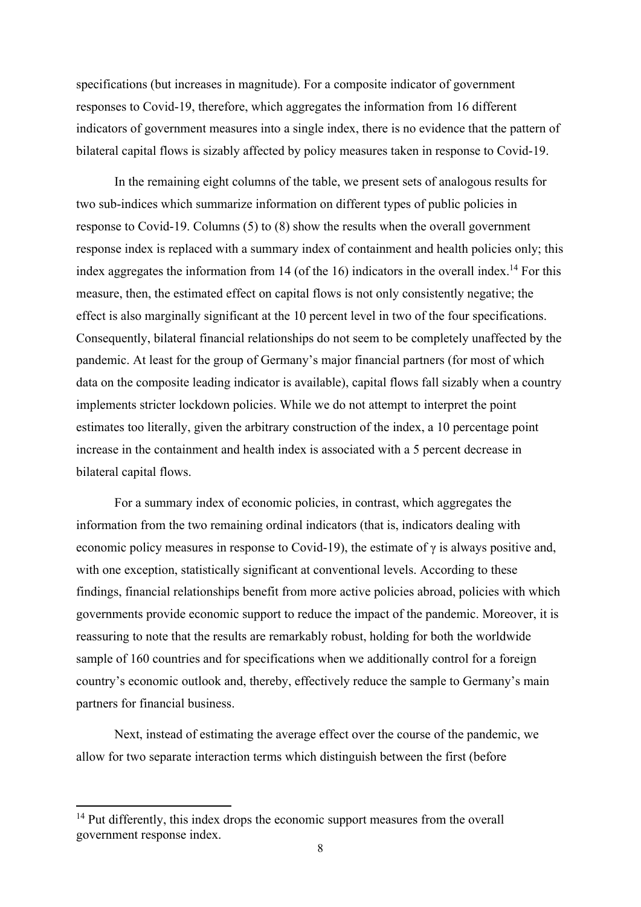specifications (but increases in magnitude). For a composite indicator of government responses to Covid-19, therefore, which aggregates the information from 16 different indicators of government measures into a single index, there is no evidence that the pattern of bilateral capital flows is sizably affected by policy measures taken in response to Covid-19.

In the remaining eight columns of the table, we present sets of analogous results for two sub-indices which summarize information on different types of public policies in response to Covid-19. Columns (5) to (8) show the results when the overall government response index is replaced with a summary index of containment and health policies only; this index aggregates the information from 14 (of the 16) indicators in the overall index.[14] For this measure, then, the estimated effect on capital flows is not only consistently negative; the effect is also marginally significant at the 10 percent level in two of the four specifications. Consequently, bilateral financial relationships do not seem to be completely unaffected by the pandemic. At least for the group of Germany's major financial partners (for most of which data on the composite leading indicator is available), capital flows fall sizably when a country implements stricter lockdown policies. While we do not attempt to interpret the point estimates too literally, given the arbitrary construction of the index, a 10 percentage point increase in the containment and health index is associated with a 5 percent decrease in bilateral capital flows.

For a summary index of economic policies, in contrast, which aggregates the information from the two remaining ordinal indicators (that is, indicators dealing with economic policy measures in response to Covid-19), the estimate of $\gamma$ is always positive and, with one exception, statistically significant at conventional levels. According to these findings, financial relationships benefit from more active policies abroad, policies with which governments provide economic support to reduce the impact of the pandemic. Moreover, it is reassuring to note that the results are remarkably robust, holding for both the worldwide sample of 160 countries and for specifications when we additionally control for a foreign country's economic outlook and, thereby, effectively reduce the sample to Germany's main partners for financial business.

Next, instead of estimating the average effect over the course of the pandemic, we allow for two separate interaction terms which distinguish between the first (before

[14] Put differently, this index drops the economic support measures from the overall government response index.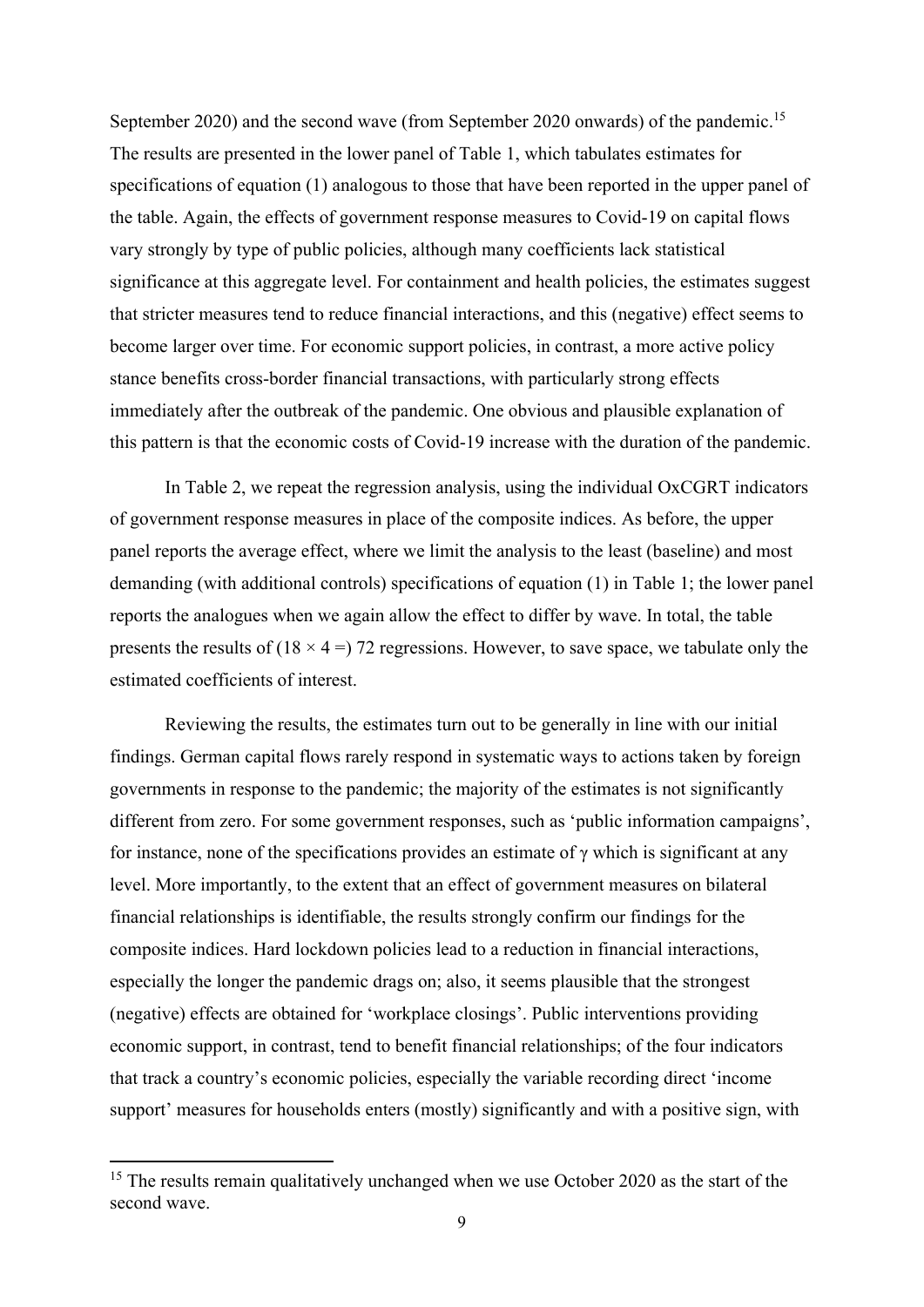September 2020) and the second wave (from September 2020 onwards) of the pandemic.[15] The results are presented in the lower panel of Table 1, which tabulates estimates for specifications of equation (1) analogous to those that have been reported in the upper panel of the table. Again, the effects of government response measures to Covid-19 on capital flows vary strongly by type of public policies, although many coefficients lack statistical significance at this aggregate level. For containment and health policies, the estimates suggest that stricter measures tend to reduce financial interactions, and this (negative) effect seems to become larger over time. For economic support policies, in contrast, a more active policy stance benefits cross-border financial transactions, with particularly strong effects immediately after the outbreak of the pandemic. One obvious and plausible explanation of this pattern is that the economic costs of Covid-19 increase with the duration of the pandemic.

In Table 2, we repeat the regression analysis, using the individual OxCGRT indicators of government response measures in place of the composite indices. As before, the upper panel reports the average effect, where we limit the analysis to the least (baseline) and most demanding (with additional controls) specifications of equation (1) in Table 1; the lower panel reports the analogues when we again allow the effect to differ by wave. In total, the table presents the results of ($18 \times 4 =$) 72 regressions. However, to save space, we tabulate only the estimated coefficients of interest.

Reviewing the results, the estimates turn out to be generally in line with our initial findings. German capital flows rarely respond in systematic ways to actions taken by foreign governments in response to the pandemic; the majority of the estimates is not significantly different from zero. For some government responses, such as 'public information campaigns', for instance, none of the specifications provides an estimate of $\gamma$ which is significant at any level. More importantly, to the extent that an effect of government measures on bilateral financial relationships is identifiable, the results strongly confirm our findings for the composite indices. Hard lockdown policies lead to a reduction in financial interactions, especially the longer the pandemic drags on; also, it seems plausible that the strongest (negative) effects are obtained for 'workplace closings'. Public interventions providing economic support, in contrast, tend to benefit financial relationships; of the four indicators that track a country's economic policies, especially the variable recording direct 'income support' measures for households enters (mostly) significantly and with a positive sign, with

[15] The results remain qualitatively unchanged when we use October 2020 as the start of the second wave.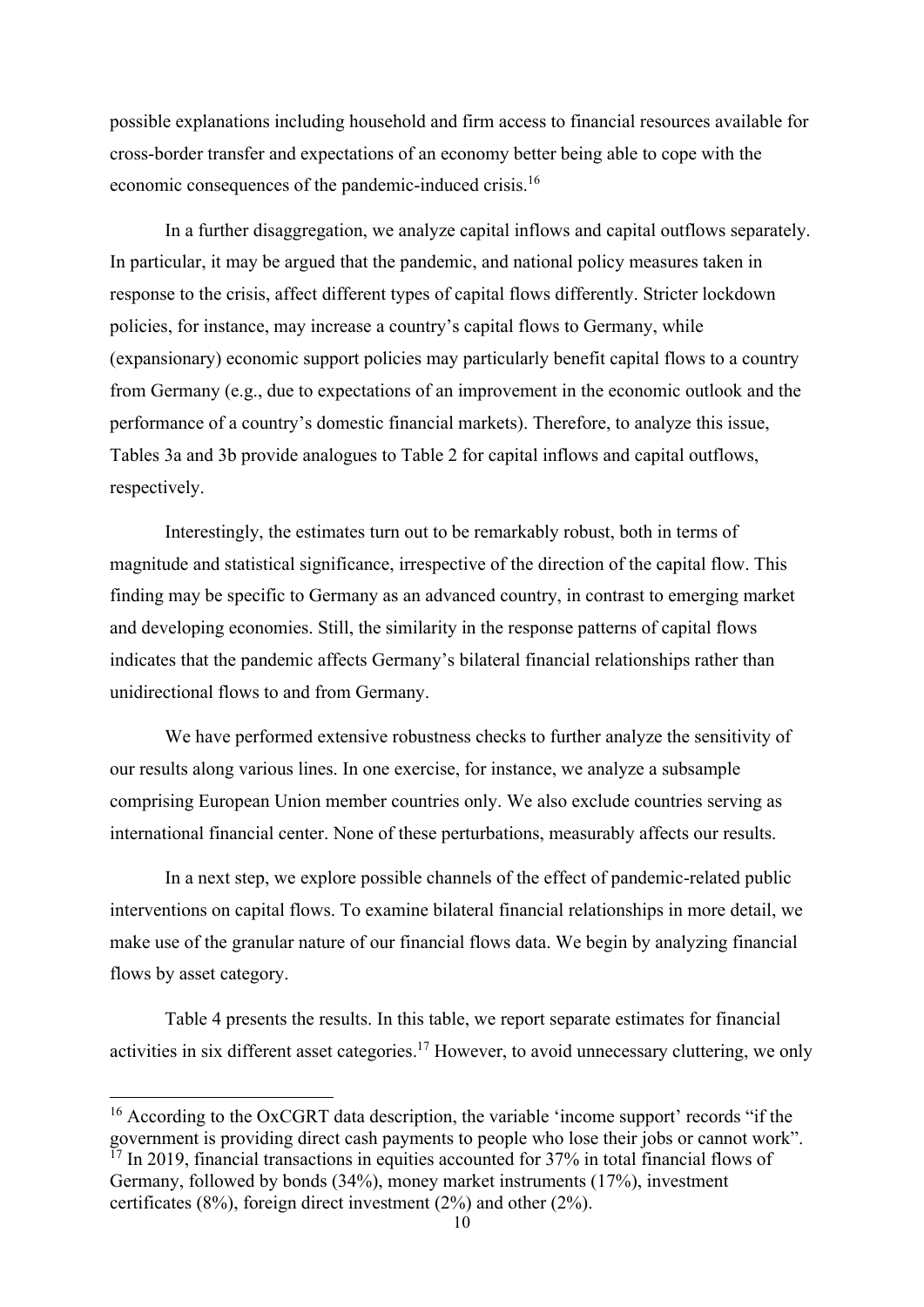possible explanations including household and firm access to financial resources available for cross-border transfer and expectations of an economy better being able to cope with the economic consequences of the pandemic-induced crisis.[16]

In a further disaggregation, we analyze capital inflows and capital outflows separately. In particular, it may be argued that the pandemic, and national policy measures taken in response to the crisis, affect different types of capital flows differently. Stricter lockdown policies, for instance, may increase a country's capital flows to Germany, while (expansionary) economic support policies may particularly benefit capital flows to a country from Germany (e.g., due to expectations of an improvement in the economic outlook and the performance of a country's domestic financial markets). Therefore, to analyze this issue, Tables 3a and 3b provide analogues to Table 2 for capital inflows and capital outflows, respectively.

Interestingly, the estimates turn out to be remarkably robust, both in terms of magnitude and statistical significance, irrespective of the direction of the capital flow. This finding may be specific to Germany as an advanced country, in contrast to emerging market and developing economies. Still, the similarity in the response patterns of capital flows indicates that the pandemic affects Germany's bilateral financial relationships rather than unidirectional flows to and from Germany.

We have performed extensive robustness checks to further analyze the sensitivity of our results along various lines. In one exercise, for instance, we analyze a subsample comprising European Union member countries only. We also exclude countries serving as international financial center. None of these perturbations, measurably affects our results.

In a next step, we explore possible channels of the effect of pandemic-related public interventions on capital flows. To examine bilateral financial relationships in more detail, we make use of the granular nature of our financial flows data. We begin by analyzing financial flows by asset category.

Table 4 presents the results. In this table, we report separate estimates for financial activities in six different asset categories.[17] However, to avoid unnecessary cluttering, we only

[16] According to the OxCGRT data description, the variable 'income support' records "if the government is providing direct cash payments to people who lose their jobs or cannot work".

[17] In 2019, financial transactions in equities accounted for 37% in total financial flows of Germany, followed by bonds (34%), money market instruments (17%), investment certificates (8%), foreign direct investment (2%) and other (2%).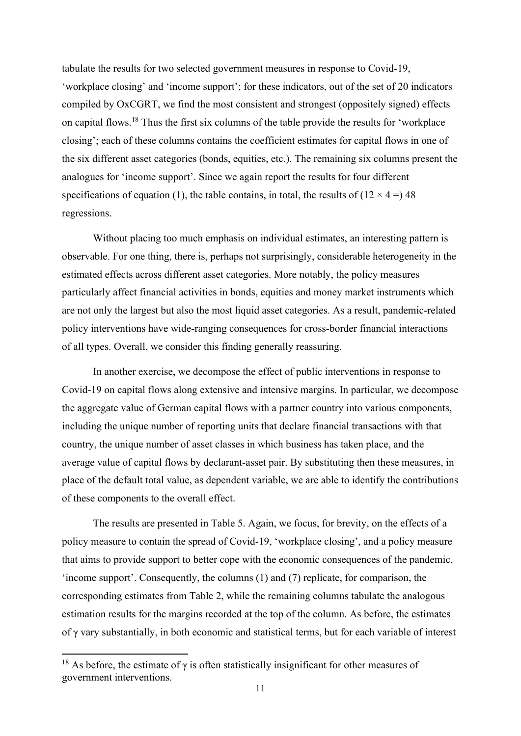tabulate the results for two selected government measures in response to Covid-19, 'workplace closing' and 'income support'; for these indicators, out of the set of 20 indicators compiled by OxCGRT, we find the most consistent and strongest (oppositely signed) effects on capital flows.[18] Thus the first six columns of the table provide the results for 'workplace closing'; each of these columns contains the coefficient estimates for capital flows in one of the six different asset categories (bonds, equities, etc.). The remaining six columns present the analogues for 'income support'. Since we again report the results for four different specifications of equation (1), the table contains, in total, the results of ($12 \times 4 =$) 48 regressions.

Without placing too much emphasis on individual estimates, an interesting pattern is observable. For one thing, there is, perhaps not surprisingly, considerable heterogeneity in the estimated effects across different asset categories. More notably, the policy measures particularly affect financial activities in bonds, equities and money market instruments which are not only the largest but also the most liquid asset categories. As a result, pandemic-related policy interventions have wide-ranging consequences for cross-border financial interactions of all types. Overall, we consider this finding generally reassuring.

In another exercise, we decompose the effect of public interventions in response to Covid-19 on capital flows along extensive and intensive margins. In particular, we decompose the aggregate value of German capital flows with a partner country into various components, including the unique number of reporting units that declare financial transactions with that country, the unique number of asset classes in which business has taken place, and the average value of capital flows by declarant-asset pair. By substituting then these measures, in place of the default total value, as dependent variable, we are able to identify the contributions of these components to the overall effect.

The results are presented in Table 5. Again, we focus, for brevity, on the effects of a policy measure to contain the spread of Covid-19, 'workplace closing', and a policy measure that aims to provide support to better cope with the economic consequences of the pandemic, 'income support'. Consequently, the columns (1) and (7) replicate, for comparison, the corresponding estimates from Table 2, while the remaining columns tabulate the analogous estimation results for the margins recorded at the top of the column. As before, the estimates of $\gamma$ vary substantially, in both economic and statistical terms, but for each variable of interest

[18] As before, the estimate of $\gamma$ is often statistically insignificant for other measures of government interventions.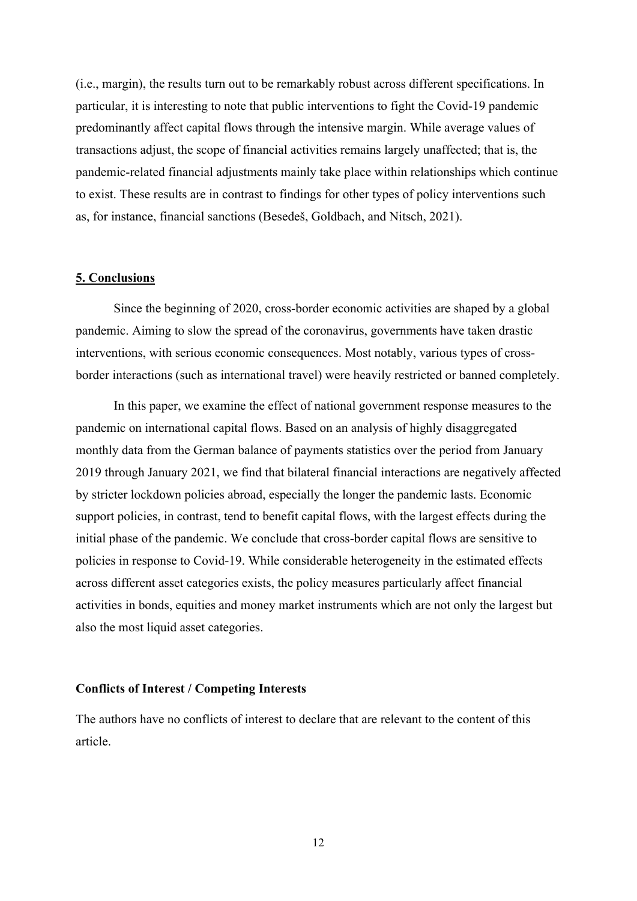(i.e., margin), the results turn out to be remarkably robust across different specifications. In particular, it is interesting to note that public interventions to fight the Covid-19 pandemic predominantly affect capital flows through the intensive margin. While average values of transactions adjust, the scope of financial activities remains largely unaffected; that is, the pandemic-related financial adjustments mainly take place within relationships which continue to exist. These results are in contrast to findings for other types of policy interventions such as, for instance, financial sanctions (Besedeš, Goldbach, and Nitsch, 2021).

## 5. Conclusions

Since the beginning of 2020, cross-border economic activities are shaped by a global pandemic. Aiming to slow the spread of the coronavirus, governments have taken drastic interventions, with serious economic consequences. Most notably, various types of cross-border interactions (such as international travel) were heavily restricted or banned completely.

In this paper, we examine the effect of national government response measures to the pandemic on international capital flows. Based on an analysis of highly disaggregated monthly data from the German balance of payments statistics over the period from January 2019 through January 2021, we find that bilateral financial interactions are negatively affected by stricter lockdown policies abroad, especially the longer the pandemic lasts. Economic support policies, in contrast, tend to benefit capital flows, with the largest effects during the initial phase of the pandemic. We conclude that cross-border capital flows are sensitive to policies in response to Covid-19. While considerable heterogeneity in the estimated effects across different asset categories exists, the policy measures particularly affect financial activities in bonds, equities and money market instruments which are not only the largest but also the most liquid asset categories.

### Conflicts of Interest / Competing Interests

The authors have no conflicts of interest to declare that are relevant to the content of this article.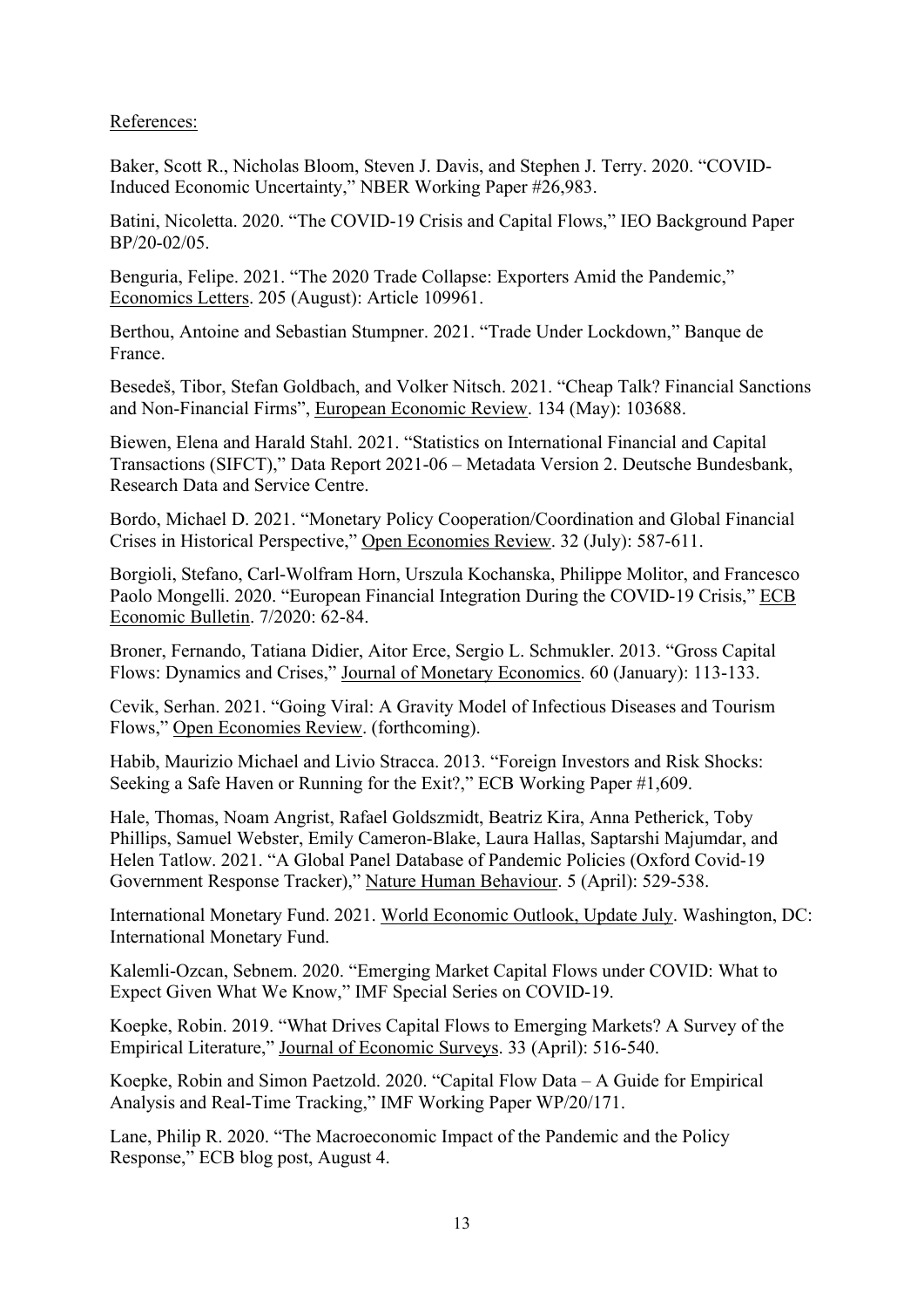References:

Baker, Scott R., Nicholas Bloom, Steven J. Davis, and Stephen J. Terry. 2020. "COVID-Induced Economic Uncertainty," NBER Working Paper #26,983.

Batini, Nicoletta. 2020. "The COVID-19 Crisis and Capital Flows," IEO Background Paper BP/20-02/05.

Benguria, Felipe. 2021. "The 2020 Trade Collapse: Exporters Amid the Pandemic," Economics Letters. 205 (August): Article 109961.

Berthou, Antoine and Sebastian Stumpner. 2021. "Trade Under Lockdown," Banque de France.

Besedeš, Tibor, Stefan Goldbach, and Volker Nitsch. 2021. "Cheap Talk? Financial Sanctions and Non-Financial Firms", European Economic Review. 134 (May): 103688.

Biewen, Elena and Harald Stahl. 2021. "Statistics on International Financial and Capital Transactions (SIFCT)," Data Report 2021-06 – Metadata Version 2. Deutsche Bundesbank, Research Data and Service Centre.

Bordo, Michael D. 2021. "Monetary Policy Cooperation/Coordination and Global Financial Crises in Historical Perspective," Open Economies Review. 32 (July): 587-611.

Borgioli, Stefano, Carl-Wolfram Horn, Urszula Kochanska, Philippe Molitor, and Francesco Paolo Mongelli. 2020. "European Financial Integration During the COVID-19 Crisis," ECB Economic Bulletin. 7/2020: 62-84.

Broner, Fernando, Tatiana Didier, Aitor Erce, Sergio L. Schmukler. 2013. "Gross Capital Flows: Dynamics and Crises," Journal of Monetary Economics. 60 (January): 113-133.

Cevik, Serhan. 2021. "Going Viral: A Gravity Model of Infectious Diseases and Tourism Flows," Open Economies Review. (forthcoming).

Habib, Maurizio Michael and Livio Stracca. 2013. "Foreign Investors and Risk Shocks: Seeking a Safe Haven or Running for the Exit?," ECB Working Paper #1,609.

Hale, Thomas, Noam Angrist, Rafael Goldszmidt, Beatriz Kira, Anna Petherick, Toby Phillips, Samuel Webster, Emily Cameron-Blake, Laura Hallas, Saptarshi Majumdar, and Helen Tatlow. 2021. "A Global Panel Database of Pandemic Policies (Oxford Covid-19 Government Response Tracker)," Nature Human Behaviour. 5 (April): 529-538.

International Monetary Fund. 2021. World Economic Outlook, Update July. Washington, DC: International Monetary Fund.

Kalemli-Ozcan, Sebnem. 2020. "Emerging Market Capital Flows under COVID: What to Expect Given What We Know," IMF Special Series on COVID-19.

Koepke, Robin. 2019. "What Drives Capital Flows to Emerging Markets? A Survey of the Empirical Literature," Journal of Economic Surveys. 33 (April): 516-540.

Koepke, Robin and Simon Paetzold. 2020. "Capital Flow Data – A Guide for Empirical Analysis and Real-Time Tracking," IMF Working Paper WP/20/171.

Lane, Philip R. 2020. "The Macroeconomic Impact of the Pandemic and the Policy Response," ECB blog post, August 4.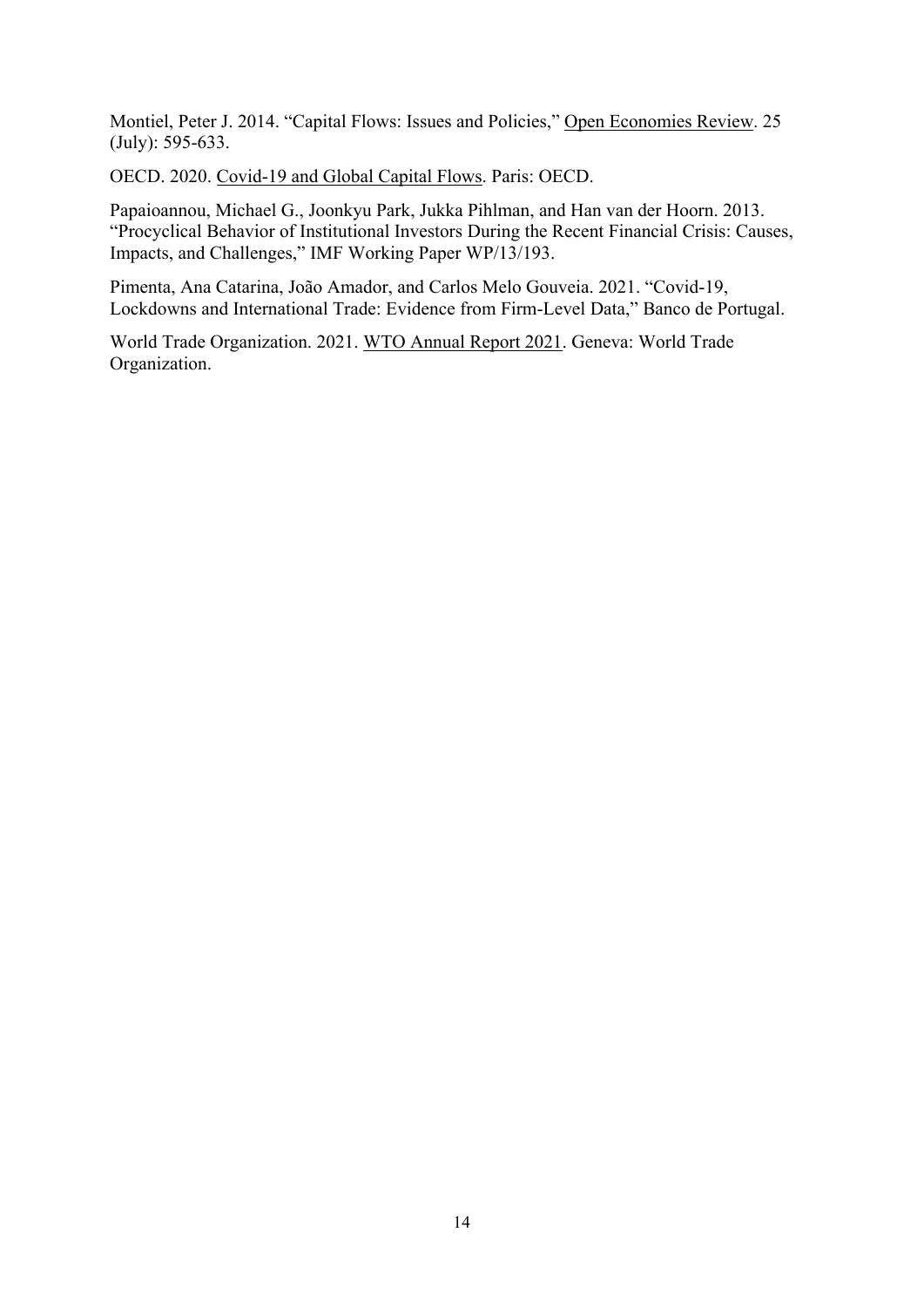Montiel, Peter J. 2014. "Capital Flows: Issues and Policies," Open Economies Review. 25 (July): 595-633.

OECD. 2020. Covid-19 and Global Capital Flows. Paris: OECD.

Papaioannou, Michael G., Joonkyu Park, Jukka Pihlman, and Han van der Hoorn. 2013. "Procyclical Behavior of Institutional Investors During the Recent Financial Crisis: Causes, Impacts, and Challenges," IMF Working Paper WP/13/193.

Pimenta, Ana Catarina, João Amador, and Carlos Melo Gouveia. 2021. "Covid-19, Lockdowns and International Trade: Evidence from Firm-Level Data," Banco de Portugal.

World Trade Organization. 2021. WTO Annual Report 2021. Geneva: World Trade Organization.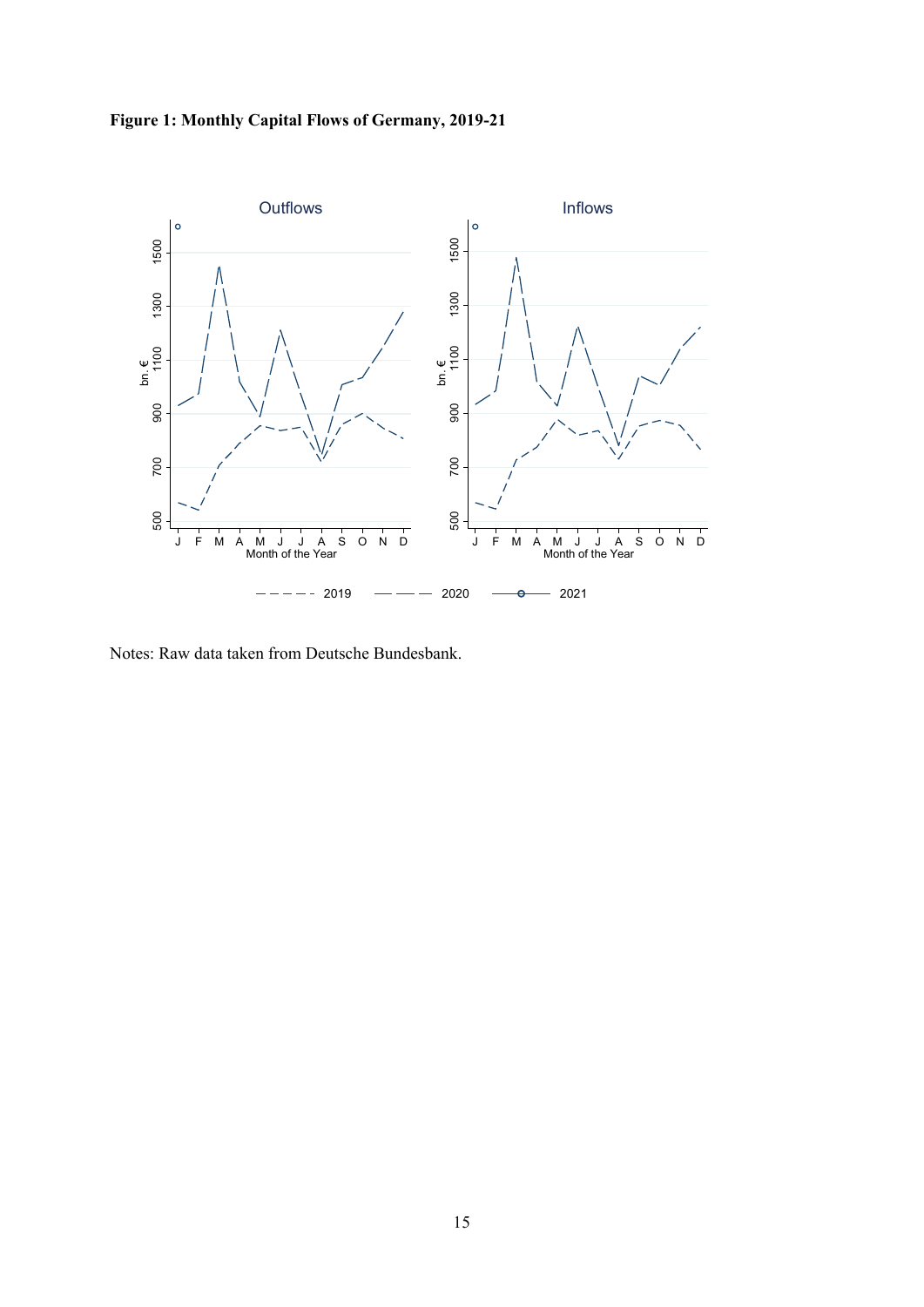**Figure 1: Monthly Capital Flows of Germany, 2019-21**

Notes: Raw data taken from Deutsche Bundesbank.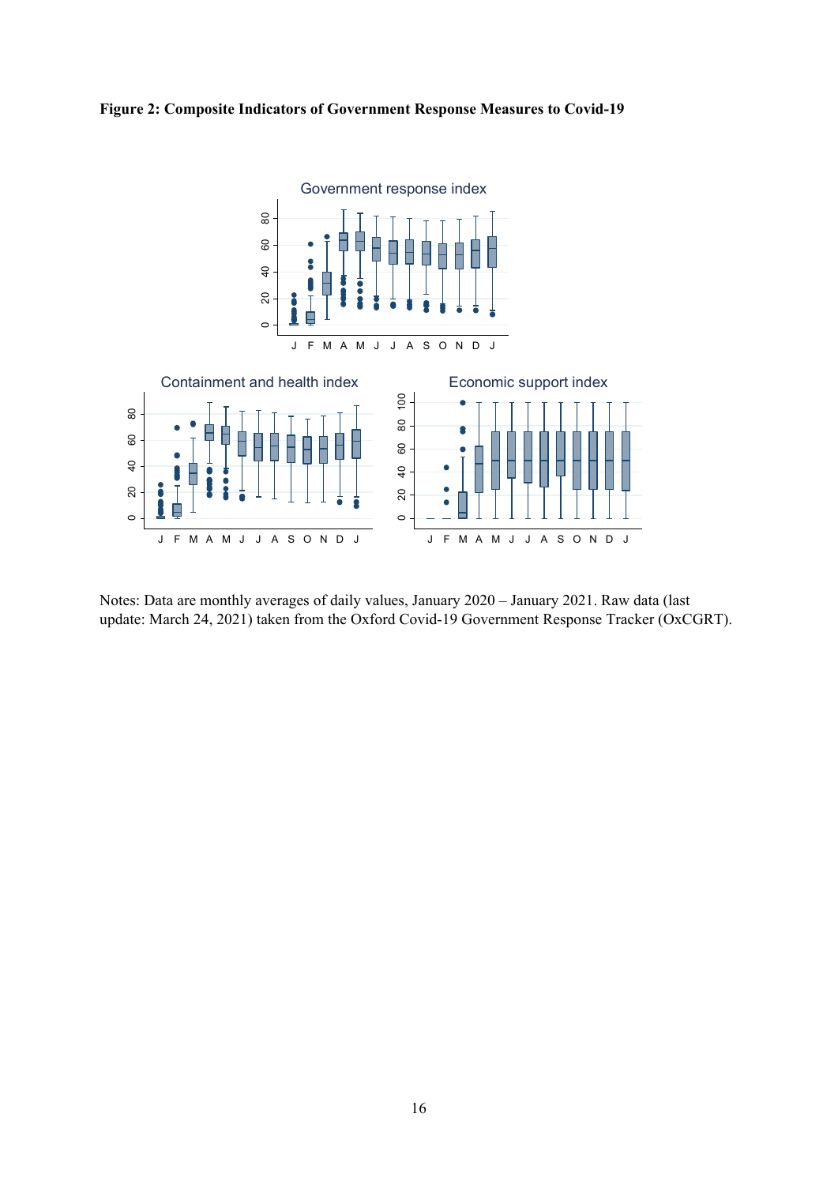**Figure 2: Composite Indicators of Government Response Measures to Covid-19**

Notes: Data are monthly averages of daily values, January 2020 – January 2021. Raw data (last update: March 24, 2021) taken from the Oxford Covid-19 Government Response Tracker (OxCGRT).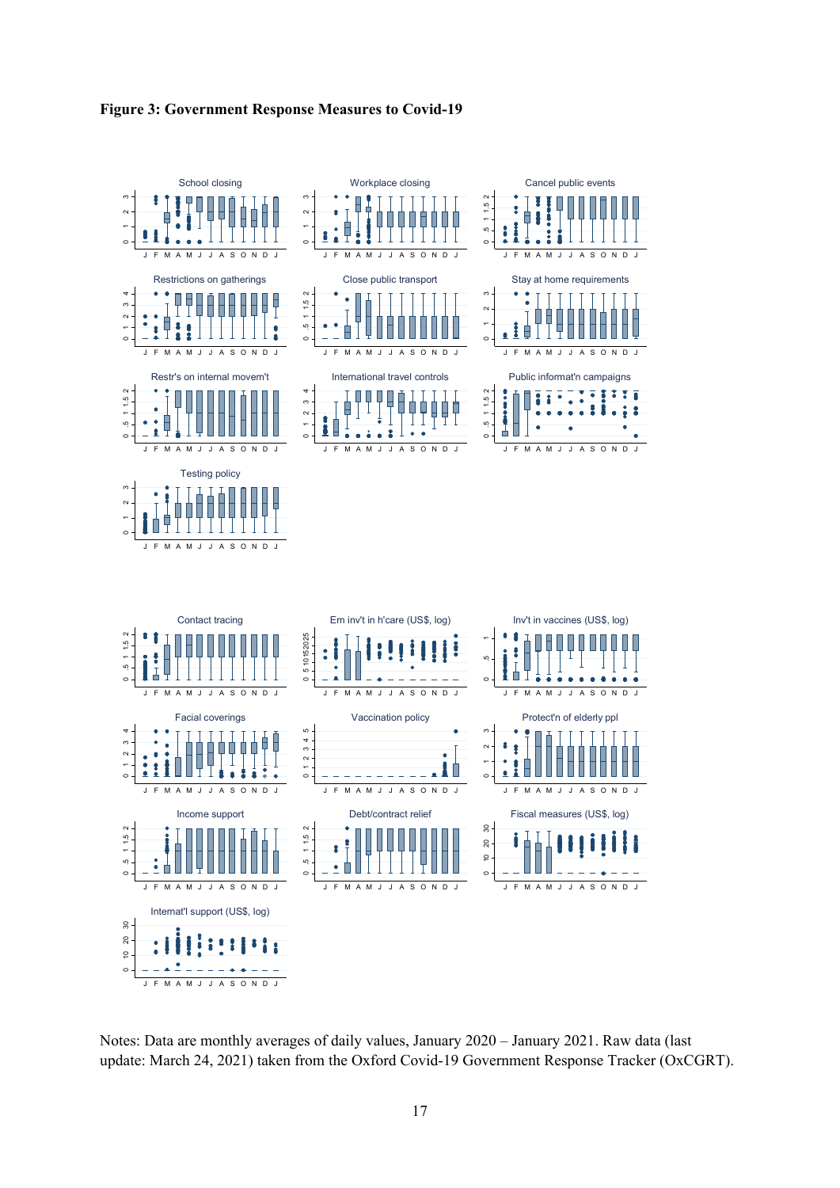**Figure 3: Government Response Measures to Covid-19**

Notes: Data are monthly averages of daily values, January 2020 – January 2021. Raw data (last update: March 24, 2021) taken from the Oxford Covid-19 Government Response Tracker (OxCGRT).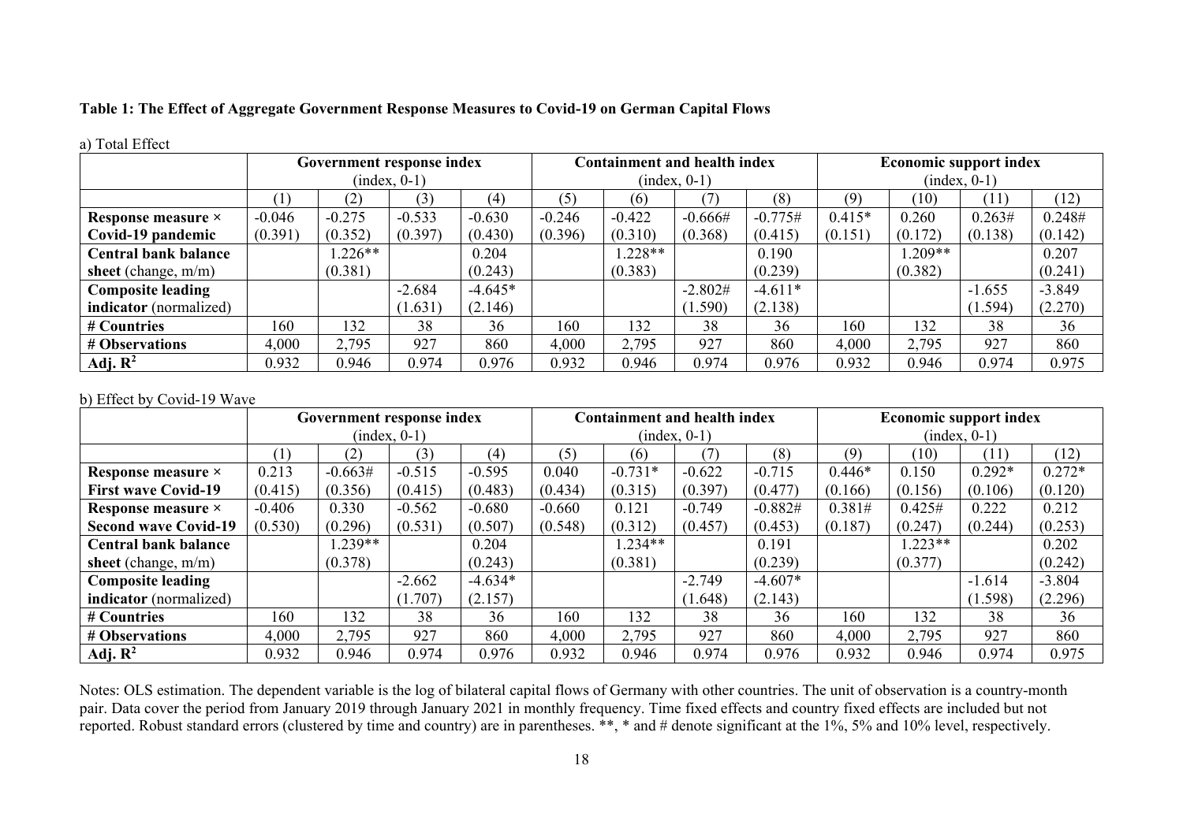**Table 1: The Effect of Aggregate Government Response Measures to Covid-19 on German Capital Flows**

a) Total Effect

| | Government response index (index, 0-1) | | | | Containment and health index (index, 0-1) | | | | Economic support index (index, 0-1) | | | |
|---|---|---|---|---|---|---|---|---|---|---|---|---|
| | (1) | (2) | (3) | (4) | (5) | (6) | (7) | (8) | (9) | (10) | (11) | (12) |
| **Response measure × Covid-19 pandemic** | -0.046 (0.391) | -0.275 (0.352) | -0.533 (0.397) | -0.630 (0.430) | -0.246 (0.396) | -0.422 (0.310) | -0.666# (0.368) | -0.775# (0.415) | 0.415* (0.151) | 0.260 (0.172) | 0.263# (0.138) | 0.248# (0.142) |
| **Central bank balance sheet** (change, m/m) | | 1.226** (0.381) | | 0.204 (0.243) | | 1.228** (0.383) | | 0.190 (0.239) | | 1.209** (0.382) | | 0.207 (0.241) |
| **Composite leading indicator** (normalized) | | | -2.684 (1.631) | -4.645* (2.146) | | | -2.802# (1.590) | -4.611* (2.138) | | | -1.655 (1.594) | -3.849 (2.270) |
| **# Countries** | 160 | 132 | 38 | 36 | 160 | 132 | 38 | 36 | 160 | 132 | 38 | 36 |
| **# Observations** | 4,000 | 2,795 | 927 | 860 | 4,000 | 2,795 | 927 | 860 | 4,000 | 2,795 | 927 | 860 |
| **Adj. $R^2$** | 0.932 | 0.946 | 0.974 | 0.976 | 0.932 | 0.946 | 0.974 | 0.976 | 0.932 | 0.946 | 0.974 | 0.975 |

b) Effect by Covid-19 Wave

| | Government response index (index, 0-1) | | | | Containment and health index (index, 0-1) | | | | Economic support index (index, 0-1) | | | |
|---|---|---|---|---|---|---|---|---|---|---|---|---|
| | (1) | (2) | (3) | (4) | (5) | (6) | (7) | (8) | (9) | (10) | (11) | (12) |
| **Response measure × First wave Covid-19** | 0.213 (0.415) | -0.663# (0.356) | -0.515 (0.415) | -0.595 (0.483) | 0.040 (0.434) | -0.731* (0.315) | -0.622 (0.397) | -0.715 (0.477) | 0.446* (0.166) | 0.150 (0.156) | 0.292* (0.106) | 0.272* (0.120) |
| **Response measure × Second wave Covid-19** | -0.406 (0.530) | 0.330 (0.296) | -0.562 (0.531) | -0.680 (0.507) | -0.660 (0.548) | 0.121 (0.312) | -0.749 (0.457) | -0.882# (0.453) | 0.381# (0.187) | 0.425# (0.247) | 0.222 (0.244) | 0.212 (0.253) |
| **Central bank balance sheet** (change, m/m) | | 1.239** (0.378) | | 0.204 (0.243) | | 1.234** (0.381) | | 0.191 (0.239) | | 1.223** (0.377) | | 0.202 (0.242) |
| **Composite leading indicator** (normalized) | | | -2.662 (1.707) | -4.634* (2.157) | | | -2.749 (1.648) | -4.607* (2.143) | | | -1.614 (1.598) | -3.804 (2.296) |
| **# Countries** | 160 | 132 | 38 | 36 | 160 | 132 | 38 | 36 | 160 | 132 | 38 | 36 |
| **# Observations** | 4,000 | 2,795 | 927 | 860 | 4,000 | 2,795 | 927 | 860 | 4,000 | 2,795 | 927 | 860 |
| **Adj. $R^2$** | 0.932 | 0.946 | 0.974 | 0.976 | 0.932 | 0.946 | 0.974 | 0.976 | 0.932 | 0.946 | 0.974 | 0.975 |

Notes: OLS estimation. The dependent variable is the log of bilateral capital flows of Germany with other countries. The unit of observation is a country-month pair. Data cover the period from January 2019 through January 2021 in monthly frequency. Time fixed effects and country fixed effects are included but not reported. Robust standard errors (clustered by time and country) are in parentheses. **, * and # denote significant at the 1%, 5% and 10% level, respectively.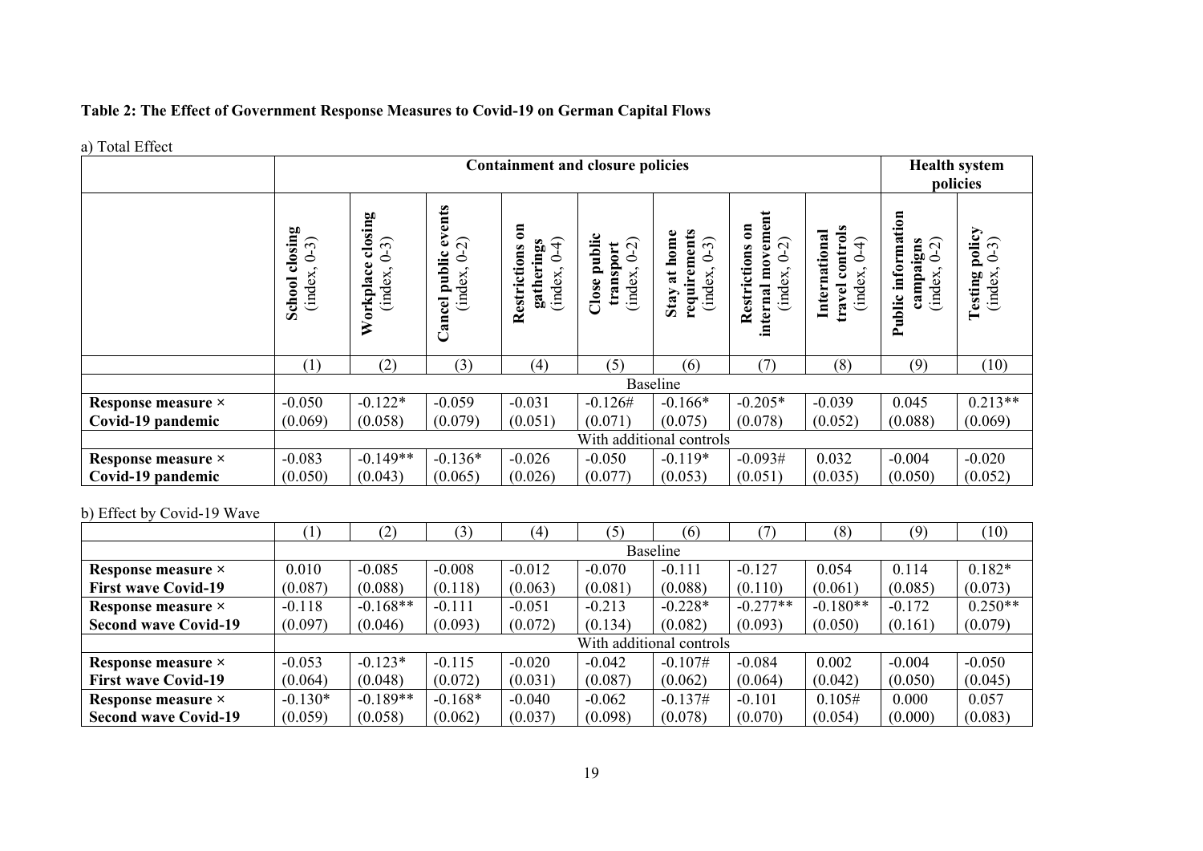**Table 2: The Effect of Government Response Measures to Covid-19 on German Capital Flows**

a) Total Effect

| | Containment and closure policies | | | | | | | | Health system policies | |
|---|---|---|---|---|---|---|---|---|---|---|
| | School closing (index, 0-3) | Workplace closing (index, 0-3) | Cancel public events (index, 0-2) | Restrictions on gatherings (index, 0-4) | Close public transport (index, 0-2) | Stay at home requirements (index, 0-3) | Restrictions on internal movement (index, 0-2) | International travel controls (index, 0-4) | Public information campaigns (index, 0-2) | Testing policy (index, 0-3) |
| | (1) | (2) | (3) | (4) | (5) | (6) | (7) | (8) | (9) | (10) |
| | Baseline | | | | | | | | | |
| **Response measure × Covid-19 pandemic** | -0.050 | -0.122* | -0.059 | -0.031 | -0.126# | -0.166* | -0.205* | -0.039 | 0.045 | 0.213** |
| | (0.069) | (0.058) | (0.079) | (0.051) | (0.071) | (0.075) | (0.078) | (0.052) | (0.088) | (0.069) |
| | With additional controls | | | | | | | | | |
| **Response measure × Covid-19 pandemic** | -0.083 | -0.149** | -0.136* | -0.026 | -0.050 | -0.119* | -0.093# | 0.032 | -0.004 | -0.020 |
| | (0.050) | (0.043) | (0.065) | (0.026) | (0.077) | (0.053) | (0.051) | (0.035) | (0.050) | (0.052) |

b) Effect by Covid-19 Wave

| | (1) | (2) | (3) | (4) | (5) | (6) | (7) | (8) | (9) | (10) |
|---|---|---|---|---|---|---|---|---|---|---|
| | Baseline | | | | | | | | | |
| **Response measure × First wave Covid-19** | 0.010 | -0.085 | -0.008 | -0.012 | -0.070 | -0.111 | -0.127 | 0.054 | 0.114 | 0.182* |
| | (0.087) | (0.088) | (0.118) | (0.063) | (0.081) | (0.088) | (0.110) | (0.061) | (0.085) | (0.073) |
| **Response measure × Second wave Covid-19** | -0.118 | -0.168** | -0.111 | -0.051 | -0.213 | -0.228* | -0.277** | -0.180** | -0.172 | 0.250** |
| | (0.097) | (0.046) | (0.093) | (0.072) | (0.134) | (0.082) | (0.093) | (0.050) | (0.161) | (0.079) |
| | With additional controls | | | | | | | | | |
| **Response measure × First wave Covid-19** | -0.053 | -0.123* | -0.115 | -0.020 | -0.042 | -0.107# | -0.084 | 0.002 | -0.004 | -0.050 |
| | (0.064) | (0.048) | (0.072) | (0.031) | (0.087) | (0.062) | (0.064) | (0.042) | (0.050) | (0.045) |
| **Response measure × Second wave Covid-19** | -0.130* | -0.189** | -0.168* | -0.040 | -0.062 | -0.137# | -0.101 | 0.105# | 0.000 | 0.057 |
| | (0.059) | (0.058) | (0.062) | (0.037) | (0.098) | (0.078) | (0.070) | (0.054) | (0.000) | (0.083) |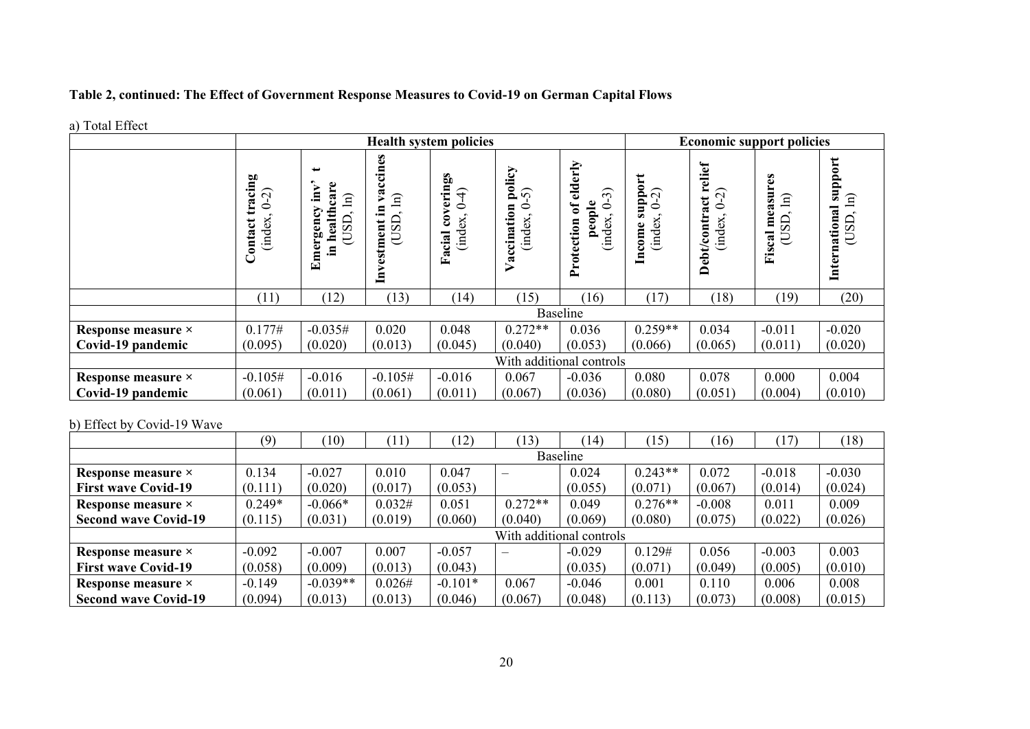**Table 2, continued: The Effect of Government Response Measures to Covid-19 on German Capital Flows**

a) Total Effect

| | Health system policies | | | | | | Economic support policies | | | |
|---|---|---|---|---|---|---|---|---|---|---|
| | Contact tracing (index, 0-2) | Emergency inv' t in healthcare (USD, ln) | Investment in vaccines (USD, ln) | Facial coverings (index, 0-4) | Vaccination policy (index, 0-5) | Protection of elderly people (index, 0-3) | Income support (index, 0-2) | Debt/contract relief (index, 0-2) | Fiscal measures (USD, ln) | International support (USD, ln) |
| | (11) | (12) | (13) | (14) | (15) | (16) | (17) | (18) | (19) | (20) |
| | Baseline | | | | | | | | | |
| **Response measure × Covid-19 pandemic** | 0.177# (0.095) | -0.035# (0.020) | 0.020 (0.013) | 0.048 (0.045) | 0.272** (0.040) | 0.036 (0.053) | 0.259** (0.066) | 0.034 (0.065) | -0.011 (0.011) | -0.020 (0.020) |
| | With additional controls | | | | | | | | | |
| **Response measure × Covid-19 pandemic** | -0.105# (0.061) | -0.016 (0.011) | -0.105# (0.061) | -0.016 (0.011) | 0.067 (0.067) | -0.036 (0.036) | 0.080 (0.080) | 0.078 (0.051) | 0.000 (0.004) | 0.004 (0.010) |

b) Effect by Covid-19 Wave

| | (9) | (10) | (11) | (12) | (13) | (14) | (15) | (16) | (17) | (18) |
|---|---|---|---|---|---|---|---|---|---|---|
| | Baseline | | | | | | | | | |
| **Response measure × First wave Covid-19** | 0.134 (0.111) | -0.027 (0.020) | 0.010 (0.017) | 0.047 (0.053) | – | 0.024 (0.055) | 0.243** (0.071) | 0.072 (0.067) | -0.018 (0.014) | -0.030 (0.024) |
| **Response measure × Second wave Covid-19** | 0.249* (0.115) | -0.066* (0.031) | 0.032# (0.019) | 0.051 (0.060) | 0.272** (0.040) | 0.049 (0.069) | 0.276** (0.080) | -0.008 (0.075) | 0.011 (0.022) | 0.009 (0.026) |
| | With additional controls | | | | | | | | | |
| **Response measure × First wave Covid-19** | -0.092 (0.058) | -0.007 (0.009) | 0.007 (0.013) | -0.057 (0.043) | – | -0.029 (0.035) | 0.129# (0.071) | 0.056 (0.049) | -0.003 (0.005) | 0.003 (0.010) |
| **Response measure × Second wave Covid-19** | -0.149 (0.094) | -0.039** (0.013) | 0.026# (0.013) | -0.101* (0.046) | 0.067 (0.067) | -0.046 (0.048) | 0.001 (0.113) | 0.110 (0.073) | 0.006 (0.008) | 0.008 (0.015) |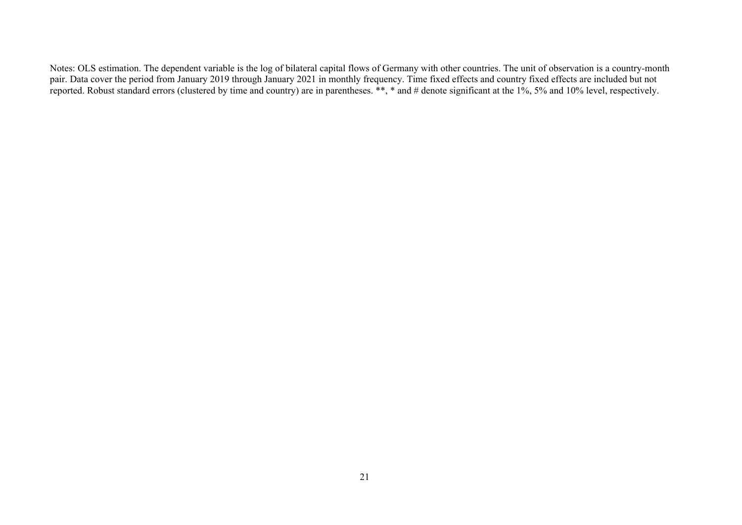Notes: OLS estimation. The dependent variable is the log of bilateral capital flows of Germany with other countries. The unit of observation is a country-month pair. Data cover the period from January 2019 through January 2021 in monthly frequency. Time fixed effects and country fixed effects are included but not reported. Robust standard errors (clustered by time and country) are in parentheses. **, * and # denote significant at the 1%, 5% and 10% level, respectively.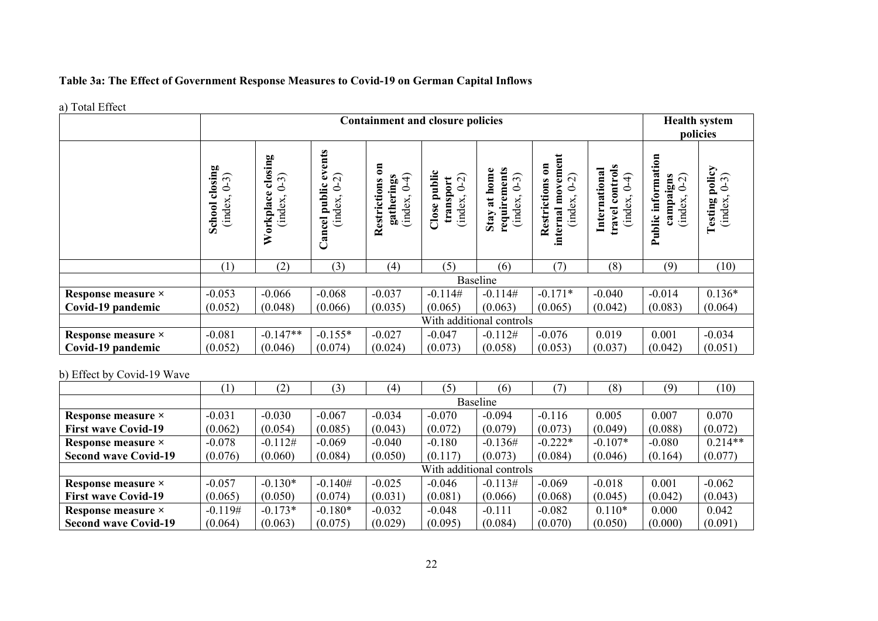**Table 3a: The Effect of Government Response Measures to Covid-19 on German Capital Inflows**

a) Total Effect

| | Containment and closure policies | | | | | | | | Health system policies | |
|---|---|---|---|---|---|---|---|---|---|---|
| | **School closing** (index, 0-3) | **Workplace closing** (index, 0-3) | **Cancel public events** (index, 0-2) | **Restrictions on gatherings** (index, 0-4) | **Close public transport** (index, 0-2) | **Stay at home requirements** (index, 0-3) | **Restrictions on internal movement** (index, 0-2) | **International travel controls** (index, 0-4) | **Public information campaigns** (index, 0-2) | **Testing policy** (index, 0-3) |
| | (1) | (2) | (3) | (4) | (5) | (6) | (7) | (8) | (9) | (10) |
| | Baseline | | | | | | | | | |
| **Response measure × Covid-19 pandemic** | -0.053 (0.052) | -0.066 (0.048) | -0.068 (0.066) | -0.037 (0.035) | -0.114# (0.065) | -0.114# (0.063) | -0.171* (0.065) | -0.040 (0.042) | -0.014 (0.083) | 0.136* (0.064) |
| | With additional controls | | | | | | | | | |
| **Response measure × Covid-19 pandemic** | -0.081 (0.052) | -0.147** (0.046) | -0.155* (0.074) | -0.027 (0.024) | -0.047 (0.073) | -0.112# (0.058) | -0.076 (0.053) | 0.019 (0.037) | 0.001 (0.042) | -0.034 (0.051) |

b) Effect by Covid-19 Wave

| | (1) | (2) | (3) | (4) | (5) | (6) | (7) | (8) | (9) | (10) |
|---|---|---|---|---|---|---|---|---|---|---|
| | Baseline | | | | | | | | | |
| **Response measure × First wave Covid-19** | -0.031 (0.062) | -0.030 (0.054) | -0.067 (0.085) | -0.034 (0.043) | -0.070 (0.072) | -0.094 (0.079) | -0.116 (0.073) | 0.005 (0.049) | 0.007 (0.088) | 0.070 (0.072) |
| **Response measure × Second wave Covid-19** | -0.078 (0.076) | -0.112# (0.060) | -0.069 (0.084) | -0.040 (0.050) | -0.180 (0.117) | -0.136# (0.073) | -0.222* (0.084) | -0.107* (0.046) | -0.080 (0.164) | 0.214** (0.077) |
| | With additional controls | | | | | | | | | |
| **Response measure × First wave Covid-19** | -0.057 (0.065) | -0.130* (0.050) | -0.140# (0.074) | -0.025 (0.031) | -0.046 (0.081) | -0.113# (0.066) | -0.069 (0.068) | -0.018 (0.045) | 0.001 (0.042) | -0.062 (0.043) |
| **Response measure × Second wave Covid-19** | -0.119# (0.064) | -0.173* (0.063) | -0.180* (0.075) | -0.032 (0.029) | -0.048 (0.095) | -0.111 (0.084) | -0.082 (0.070) | 0.110* (0.050) | 0.000 (0.000) | 0.042 (0.091) |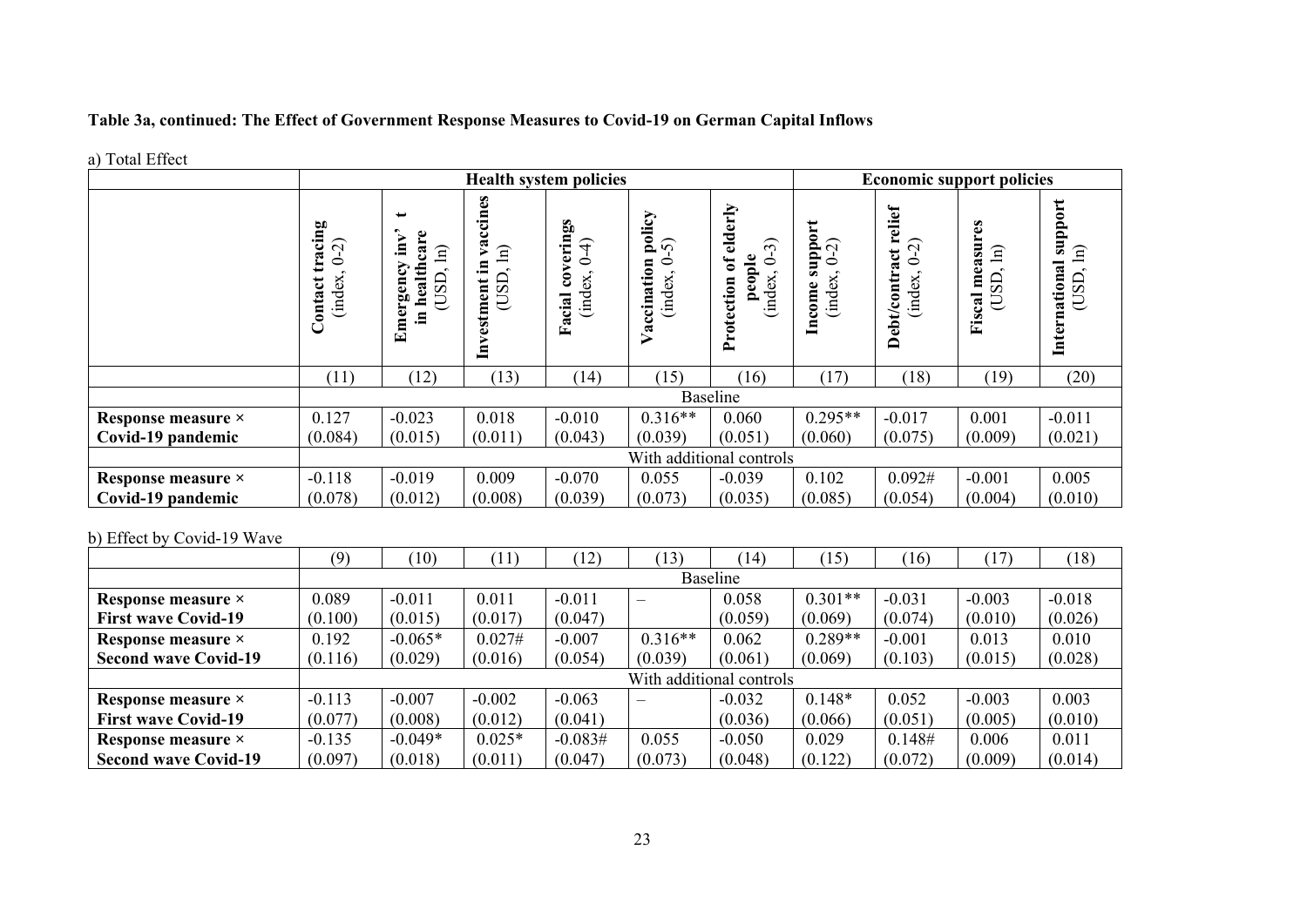**Table 3a, continued: The Effect of Government Response Measures to Covid-19 on German Capital Inflows**

a) Total Effect

| | Health system policies | | | | | | Economic support policies | | | |
|---|---|---|---|---|---|---|---|---|---|---|
| | Contact tracing (index, 0-2) | Emergency inv' t in healthcare (USD, ln) | Investment in vaccines (USD, ln) | Facial coverings (index, 0-4) | Vaccination policy (index, 0-5) | Protection of elderly people (index, 0-3) | Income support (index, 0-2) | Debt/contract relief (index, 0-2) | Fiscal measures (USD, ln) | International support (USD, ln) |
| | (11) | (12) | (13) | (14) | (15) | (16) | (17) | (18) | (19) | (20) |
| | Baseline | | | | | | | | | |
| **Response measure × Covid-19 pandemic** | 0.127<br>(0.084) | -0.023<br>(0.015) | 0.018<br>(0.011) | -0.010<br>(0.043) | 0.316**<br>(0.039) | 0.060<br>(0.051) | 0.295**<br>(0.060) | -0.017<br>(0.075) | 0.001<br>(0.009) | -0.011<br>(0.021) |
| | With additional controls | | | | | | | | | |
| **Response measure × Covid-19 pandemic** | -0.118<br>(0.078) | -0.019<br>(0.012) | 0.009<br>(0.008) | -0.070<br>(0.039) | 0.055<br>(0.073) | -0.039<br>(0.035) | 0.102<br>(0.085) | 0.092#<br>(0.054) | -0.001<br>(0.004) | 0.005<br>(0.010) |

b) Effect by Covid-19 Wave

| | (9) | (10) | (11) | (12) | (13) | (14) | (15) | (16) | (17) | (18) |
|---|---|---|---|---|---|---|---|---|---|---|
| | Baseline | | | | | | | | | |
| **Response measure × First wave Covid-19** | 0.089<br>(0.100) | -0.011<br>(0.015) | 0.011<br>(0.017) | -0.011<br>(0.047) | – | 0.058<br>(0.059) | 0.301**<br>(0.069) | -0.031<br>(0.074) | -0.003<br>(0.010) | -0.018<br>(0.026) |
| **Response measure × Second wave Covid-19** | 0.192<br>(0.116) | -0.065*<br>(0.029) | 0.027#<br>(0.016) | -0.007<br>(0.054) | 0.316**<br>(0.039) | 0.062<br>(0.061) | 0.289**<br>(0.069) | -0.001<br>(0.103) | 0.013<br>(0.015) | 0.010<br>(0.028) |
| | With additional controls | | | | | | | | | |
| **Response measure × First wave Covid-19** | -0.113<br>(0.077) | -0.007<br>(0.008) | -0.002<br>(0.012) | -0.063<br>(0.041) | – | -0.032<br>(0.036) | 0.148*<br>(0.066) | 0.052<br>(0.051) | -0.003<br>(0.005) | 0.003<br>(0.010) |
| **Response measure × Second wave Covid-19** | -0.135<br>(0.097) | -0.049*<br>(0.018) | 0.025*<br>(0.011) | -0.083#<br>(0.047) | 0.055<br>(0.073) | -0.050<br>(0.048) | 0.029<br>(0.122) | 0.148#<br>(0.072) | 0.006<br>(0.009) | 0.011<br>(0.014) |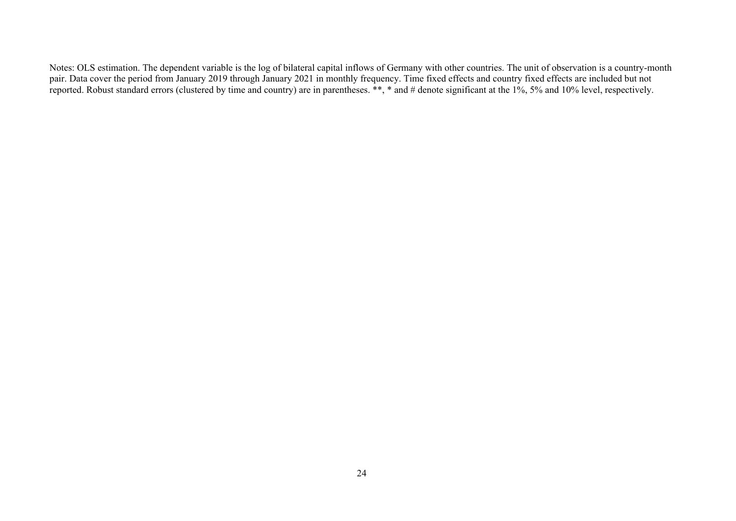Notes: OLS estimation. The dependent variable is the log of bilateral capital inflows of Germany with other countries. The unit of observation is a country-month pair. Data cover the period from January 2019 through January 2021 in monthly frequency. Time fixed effects and country fixed effects are included but not reported. Robust standard errors (clustered by time and country) are in parentheses. **, * and # denote significant at the 1%, 5% and 10% level, respectively.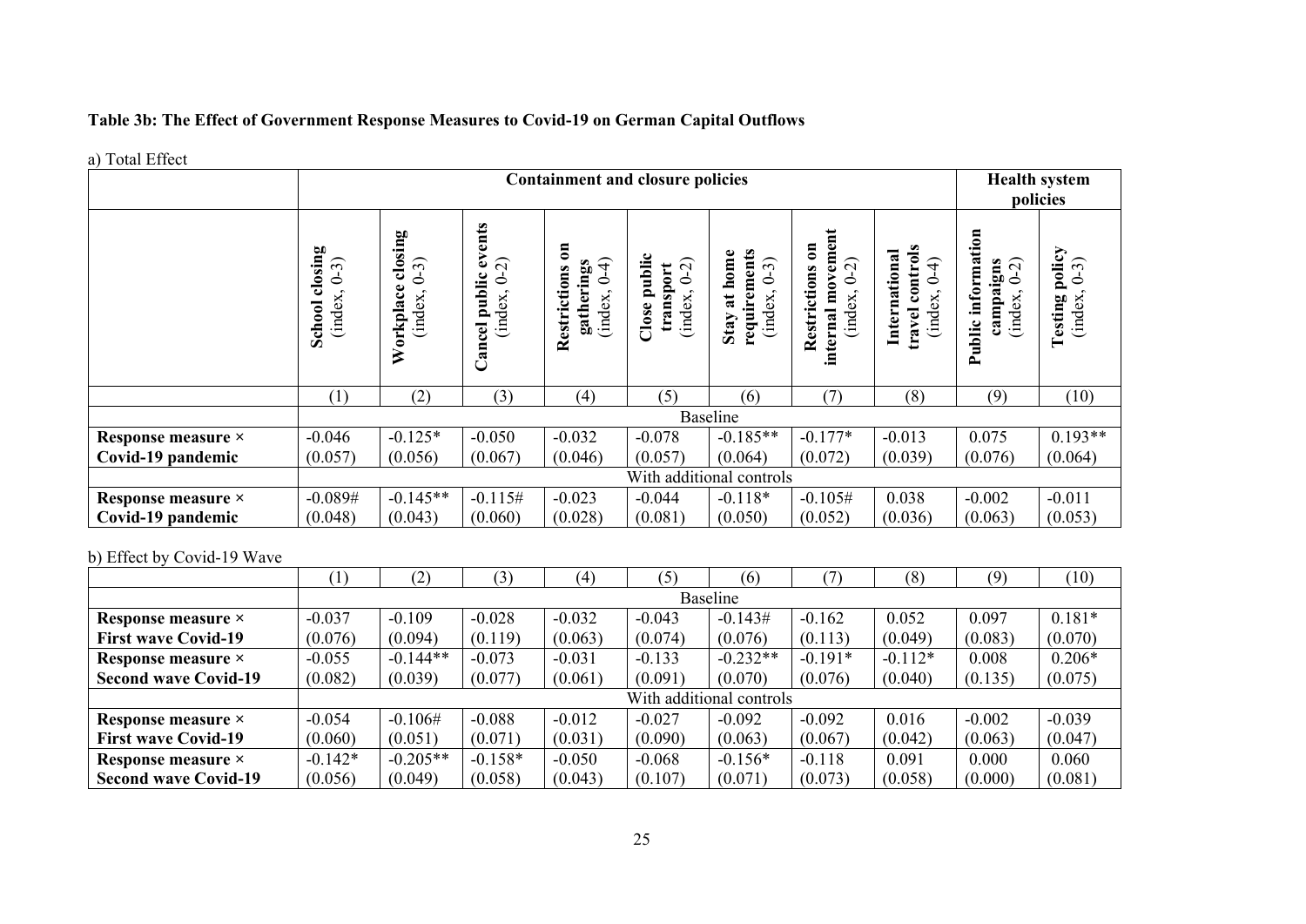**Table 3b: The Effect of Government Response Measures to Covid-19 on German Capital Outflows**

a) Total Effect

| | Containment and closure policies | | | | | | | | Health system policies | |
|---|---|---|---|---|---|---|---|---|---|---|
| | School closing (index, 0-3) | Workplace closing (index, 0-3) | Cancel public events (index, 0-2) | Restrictions on gatherings (index, 0-4) | Close public transport (index, 0-2) | Stay at home requirements (index, 0-3) | Restrictions on internal movement (index, 0-2) | International travel controls (index, 0-4) | Public information campaigns (index, 0-2) | Testing policy (index, 0-3) |
| | (1) | (2) | (3) | (4) | (5) | (6) | (7) | (8) | (9) | (10) |
| | Baseline | | | | | | | | | |
| **Response measure × Covid-19 pandemic** | -0.046 | -0.125* | -0.050 | -0.032 | -0.078 | -0.185** | -0.177* | -0.013 | 0.075 | 0.193** |
| | (0.057) | (0.056) | (0.067) | (0.046) | (0.057) | (0.064) | (0.072) | (0.039) | (0.076) | (0.064) |
| | With additional controls | | | | | | | | | |
| **Response measure × Covid-19 pandemic** | -0.089# | -0.145** | -0.115# | -0.023 | -0.044 | -0.118* | -0.105# | 0.038 | -0.002 | -0.011 |
| | (0.048) | (0.043) | (0.060) | (0.028) | (0.081) | (0.050) | (0.052) | (0.036) | (0.063) | (0.053) |

b) Effect by Covid-19 Wave

| | (1) | (2) | (3) | (4) | (5) | (6) | (7) | (8) | (9) | (10) |
|---|---|---|---|---|---|---|---|---|---|---|
| | Baseline | | | | | | | | | |
| **Response measure × First wave Covid-19** | -0.037 | -0.109 | -0.028 | -0.032 | -0.043 | -0.143# | -0.162 | 0.052 | 0.097 | 0.181* |
| | (0.076) | (0.094) | (0.119) | (0.063) | (0.074) | (0.076) | (0.113) | (0.049) | (0.083) | (0.070) |
| **Response measure × Second wave Covid-19** | -0.055 | -0.144** | -0.073 | -0.031 | -0.133 | -0.232** | -0.191* | -0.112* | 0.008 | 0.206* |
| | (0.082) | (0.039) | (0.077) | (0.061) | (0.091) | (0.070) | (0.076) | (0.040) | (0.135) | (0.075) |
| | With additional controls | | | | | | | | | |
| **Response measure × First wave Covid-19** | -0.054 | -0.106# | -0.088 | -0.012 | -0.027 | -0.092 | -0.092 | 0.016 | -0.002 | -0.039 |
| | (0.060) | (0.051) | (0.071) | (0.031) | (0.090) | (0.063) | (0.067) | (0.042) | (0.063) | (0.047) |
| **Response measure × Second wave Covid-19** | -0.142* | -0.205** | -0.158* | -0.050 | -0.068 | -0.156* | -0.118 | 0.091 | 0.000 | 0.060 |
| | (0.056) | (0.049) | (0.058) | (0.043) | (0.107) | (0.071) | (0.073) | (0.058) | (0.000) | (0.081) |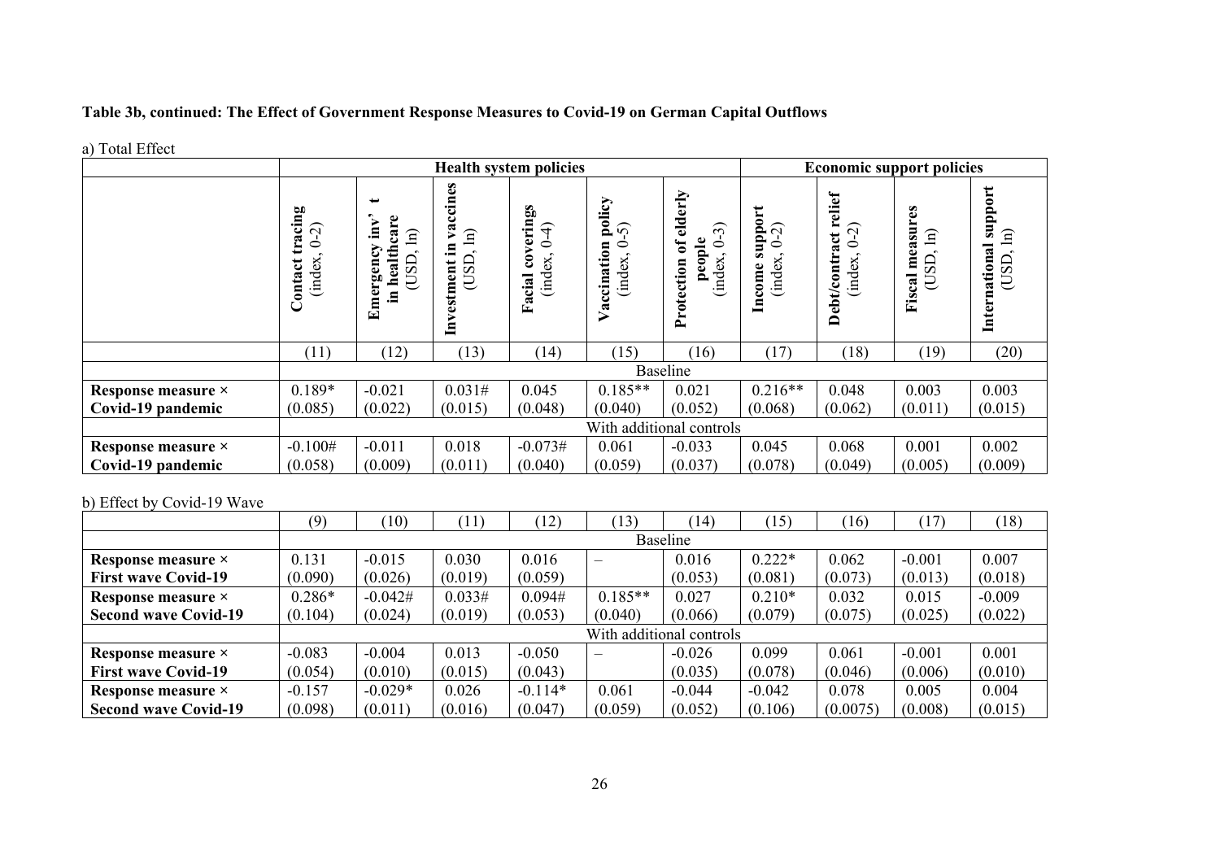**Table 3b, continued: The Effect of Government Response Measures to Covid-19 on German Capital Outflows**

a) Total Effect

| | Health system policies | | | | | | Economic support policies | | | |
|---|---|---|---|---|---|---|---|---|---|---|
| | Contact tracing (index, 0-2) | Emergency inv' t in healthcare (USD, ln) | Investment in vaccines (USD, ln) | Facial coverings (index, 0-4) | Vaccination policy (index, 0-5) | Protection of elderly people (index, 0-3) | Income support (index, 0-2) | Debt/contract relief (index, 0-2) | Fiscal measures (USD, ln) | International support (USD, ln) |
| | (11) | (12) | (13) | (14) | (15) | (16) | (17) | (18) | (19) | (20) |
| | Baseline | | | | | | | | | |
| **Response measure × Covid-19 pandemic** | 0.189* (0.085) | -0.021 (0.022) | 0.031# (0.015) | 0.045 (0.048) | 0.185** (0.040) | 0.021 (0.052) | 0.216** (0.068) | 0.048 (0.062) | 0.003 (0.011) | 0.003 (0.015) |
| | With additional controls | | | | | | | | | |
| **Response measure × Covid-19 pandemic** | -0.100# (0.058) | -0.011 (0.009) | 0.018 (0.011) | -0.073# (0.040) | 0.061 (0.059) | -0.033 (0.037) | 0.045 (0.078) | 0.068 (0.049) | 0.001 (0.005) | 0.002 (0.009) |

b) Effect by Covid-19 Wave

| | (9) | (10) | (11) | (12) | (13) | (14) | (15) | (16) | (17) | (18) |
|---|---|---|---|---|---|---|---|---|---|---|
| | Baseline | | | | | | | | | |
| **Response measure × First wave Covid-19** | 0.131 (0.090) | -0.015 (0.026) | 0.030 (0.019) | 0.016 (0.059) | – | 0.016 (0.053) | 0.222* (0.081) | 0.062 (0.073) | -0.001 (0.013) | 0.007 (0.018) |
| **Response measure × Second wave Covid-19** | 0.286* (0.104) | -0.042# (0.024) | 0.033# (0.019) | 0.094# (0.053) | 0.185** (0.040) | 0.027 (0.066) | 0.210* (0.079) | 0.032 (0.075) | 0.015 (0.025) | -0.009 (0.022) |
| | With additional controls | | | | | | | | | |
| **Response measure × First wave Covid-19** | -0.083 (0.054) | -0.004 (0.010) | 0.013 (0.015) | -0.050 (0.043) | – | -0.026 (0.035) | 0.099 (0.078) | 0.061 (0.046) | -0.001 (0.006) | 0.001 (0.010) |
| **Response measure × Second wave Covid-19** | -0.157 (0.098) | -0.029* (0.011) | 0.026 (0.016) | -0.114* (0.047) | 0.061 (0.059) | -0.044 (0.052) | -0.042 (0.106) | 0.078 (0.0075) | 0.005 (0.008) | 0.004 (0.015) |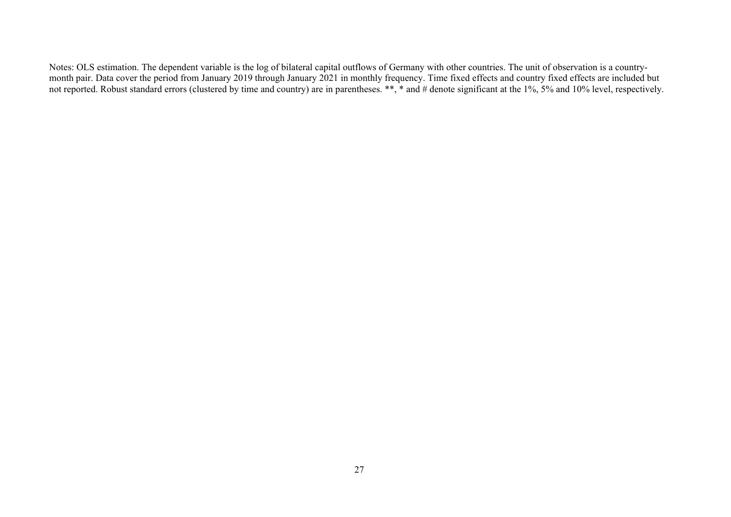Notes: OLS estimation. The dependent variable is the log of bilateral capital outflows of Germany with other countries. The unit of observation is a country-month pair. Data cover the period from January 2019 through January 2021 in monthly frequency. Time fixed effects and country fixed effects are included but not reported. Robust standard errors (clustered by time and country) are in parentheses. **, * and # denote significant at the 1%, 5% and 10% level, respectively.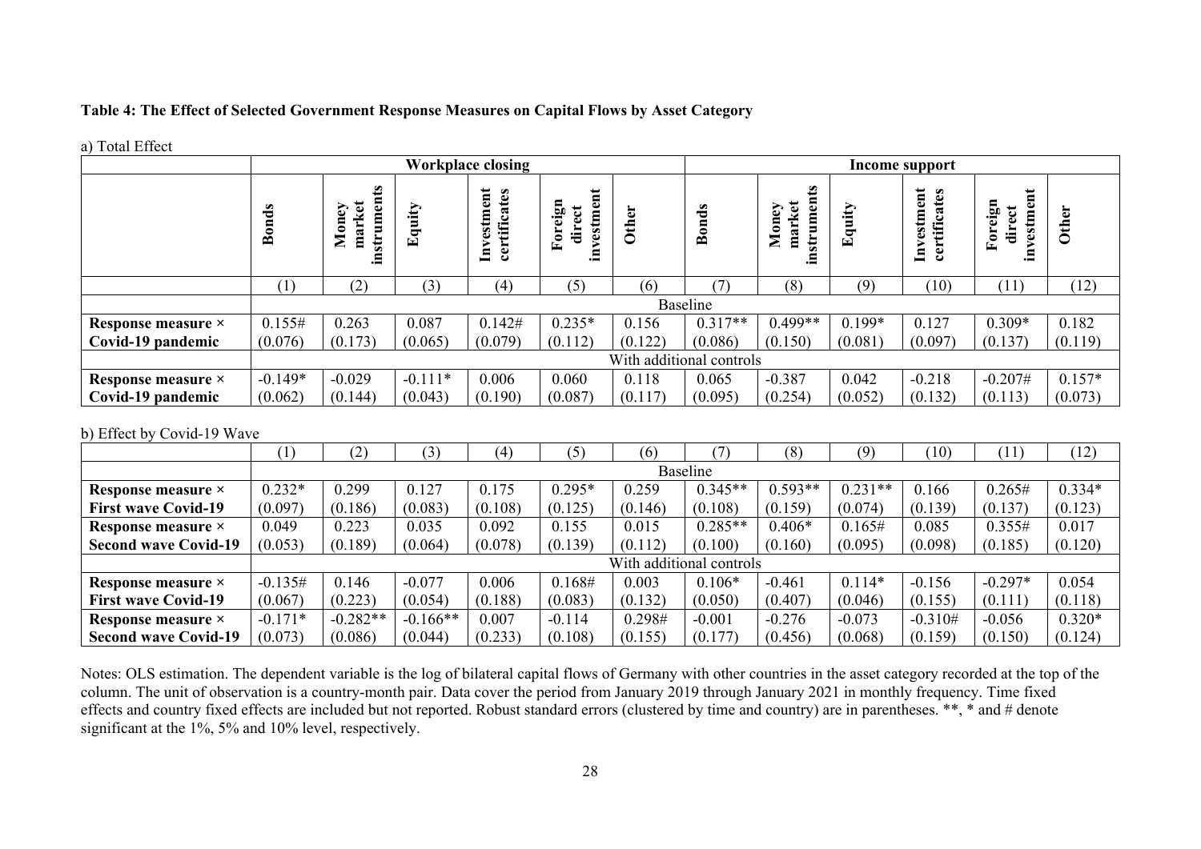**Table 4: The Effect of Selected Government Response Measures on Capital Flows by Asset Category**

a) Total Effect

| | Workplace closing | | | | | | Income support | | | | | |
|---|---|---|---|---|---|---|---|---|---|---|---|---|
| | Bonds | Money market instruments | Equity | Investment certificates | Foreign direct investment | Other | Bonds | Money market instruments | Equity | Investment certificates | Foreign direct investment | Other |
| | (1) | (2) | (3) | (4) | (5) | (6) | (7) | (8) | (9) | (10) | (11) | (12) |
| | Baseline | | | | | | | | | | | |
| **Response measure × Covid-19 pandemic** | 0.155# | 0.263 | 0.087 | 0.142# | 0.235* | 0.156 | 0.317** | 0.499** | 0.199* | 0.127 | 0.309* | 0.182 |
| | (0.076) | (0.173) | (0.065) | (0.079) | (0.112) | (0.122) | (0.086) | (0.150) | (0.081) | (0.097) | (0.137) | (0.119) |
| | With additional controls | | | | | | | | | | | |
| **Response measure × Covid-19 pandemic** | -0.149* | -0.029 | -0.111* | 0.006 | 0.060 | 0.118 | 0.065 | -0.387 | 0.042 | -0.218 | -0.207# | 0.157* |
| | (0.062) | (0.144) | (0.043) | (0.190) | (0.087) | (0.117) | (0.095) | (0.254) | (0.052) | (0.132) | (0.113) | (0.073) |

b) Effect by Covid-19 Wave

| | (1) | (2) | (3) | (4) | (5) | (6) | (7) | (8) | (9) | (10) | (11) | (12) |
|---|---|---|---|---|---|---|---|---|---|---|---|---|
| | Baseline | | | | | | | | | | | |
| **Response measure × First wave Covid-19** | 0.232* | 0.299 | 0.127 | 0.175 | 0.295* | 0.259 | 0.345** | 0.593** | 0.231** | 0.166 | 0.265# | 0.334* |
| | (0.097) | (0.186) | (0.083) | (0.108) | (0.125) | (0.146) | (0.108) | (0.159) | (0.074) | (0.139) | (0.137) | (0.123) |
| **Response measure × Second wave Covid-19** | 0.049 | 0.223 | 0.035 | 0.092 | 0.155 | 0.015 | 0.285** | 0.406* | 0.165# | 0.085 | 0.355# | 0.017 |
| | (0.053) | (0.189) | (0.064) | (0.078) | (0.139) | (0.112) | (0.100) | (0.160) | (0.095) | (0.098) | (0.185) | (0.120) |
| | With additional controls | | | | | | | | | | | |
| **Response measure × First wave Covid-19** | -0.135# | 0.146 | -0.077 | 0.006 | 0.168# | 0.003 | 0.106* | -0.461 | 0.114* | -0.156 | -0.297* | 0.054 |
| | (0.067) | (0.223) | (0.054) | (0.188) | (0.083) | (0.132) | (0.050) | (0.407) | (0.046) | (0.155) | (0.111) | (0.118) |
| **Response measure × Second wave Covid-19** | -0.171* | -0.282** | -0.166** | 0.007 | -0.114 | 0.298# | -0.001 | -0.276 | -0.073 | -0.310# | -0.056 | 0.320* |
| | (0.073) | (0.086) | (0.044) | (0.233) | (0.108) | (0.155) | (0.177) | (0.456) | (0.068) | (0.159) | (0.150) | (0.124) |

Notes: OLS estimation. The dependent variable is the log of bilateral capital flows of Germany with other countries in the asset category recorded at the top of the column. The unit of observation is a country-month pair. Data cover the period from January 2019 through January 2021 in monthly frequency. Time fixed effects and country fixed effects are included but not reported. Robust standard errors (clustered by time and country) are in parentheses. **, * and # denote significant at the 1%, 5% and 10% level, respectively.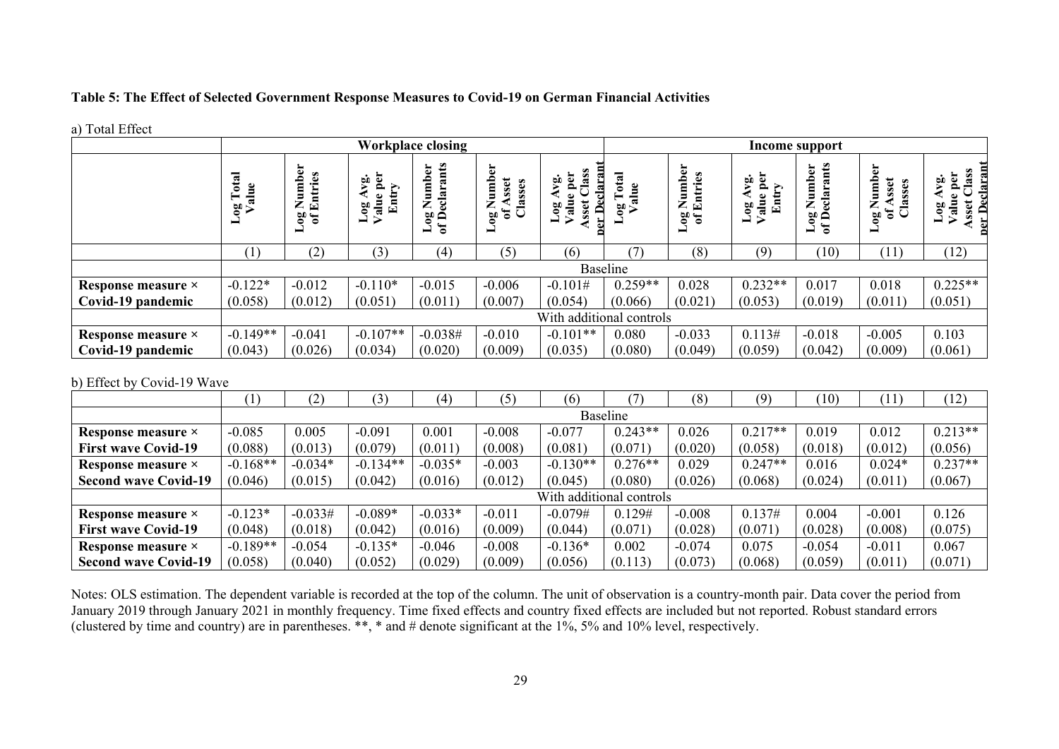**Table 5: The Effect of Selected Government Response Measures to Covid-19 on German Financial Activities**

a) Total Effect

| | Workplace closing | | | | | | Income support | | | | | |
|---|---|---|---|---|---|---|---|---|---|---|---|---|
| | Log Total Value | Log Number of Entries | Log Avg. Value per Entry | Log Number of Declarants | Log Number of Asset Classes | Log Avg. Value per Asset Class per Declarant | Log Total Value | Log Number of Entries | Log Avg. Value per Entry | Log Number of Declarants | Log Number of Asset Classes | Log Avg. Value per Asset Class per Declarant |
| | (1) | (2) | (3) | (4) | (5) | (6) | (7) | (8) | (9) | (10) | (11) | (12) |
| | Baseline | | | | | | | | | | | |
| **Response measure × Covid-19 pandemic** | -0.122* (0.058) | -0.012 (0.012) | -0.110* (0.051) | -0.015 (0.011) | -0.006 (0.007) | -0.101# (0.054) | 0.259** (0.066) | 0.028 (0.021) | 0.232** (0.053) | 0.017 (0.019) | 0.018 (0.011) | 0.225** (0.051) |
| | With additional controls | | | | | | | | | | | |
| **Response measure × Covid-19 pandemic** | -0.149** (0.043) | -0.041 (0.026) | -0.107** (0.034) | -0.038# (0.020) | -0.010 (0.009) | -0.101** (0.035) | 0.080 (0.080) | -0.033 (0.049) | 0.113# (0.059) | -0.018 (0.042) | -0.005 (0.009) | 0.103 (0.061) |

b) Effect by Covid-19 Wave

| | (1) | (2) | (3) | (4) | (5) | (6) | (7) | (8) | (9) | (10) | (11) | (12) |
|---|---|---|---|---|---|---|---|---|---|---|---|---|
| | Baseline | | | | | | | | | | | |
| **Response measure × First wave Covid-19** | -0.085 (0.088) | 0.005 (0.013) | -0.091 (0.079) | 0.001 (0.011) | -0.008 (0.008) | -0.077 (0.081) | 0.243** (0.071) | 0.026 (0.020) | 0.217** (0.058) | 0.019 (0.018) | 0.012 (0.012) | 0.213** (0.056) |
| **Response measure × Second wave Covid-19** | -0.168** (0.046) | -0.034* (0.015) | -0.134** (0.042) | -0.035* (0.016) | -0.003 (0.012) | -0.130** (0.045) | 0.276** (0.080) | 0.029 (0.026) | 0.247** (0.068) | 0.016 (0.024) | 0.024* (0.011) | 0.237** (0.067) |
| | With additional controls | | | | | | | | | | | |
| **Response measure × First wave Covid-19** | -0.123* (0.048) | -0.033# (0.018) | -0.089* (0.042) | -0.033* (0.016) | -0.011 (0.009) | -0.079# (0.044) | 0.129# (0.071) | -0.008 (0.028) | 0.137# (0.071) | 0.004 (0.028) | -0.001 (0.008) | 0.126 (0.075) |
| **Response measure × Second wave Covid-19** | -0.189** (0.058) | -0.054 (0.040) | -0.135* (0.052) | -0.046 (0.029) | -0.008 (0.009) | -0.136* (0.056) | 0.002 (0.113) | -0.074 (0.073) | 0.075 (0.068) | -0.054 (0.059) | -0.011 (0.011) | 0.067 (0.071) |

Notes: OLS estimation. The dependent variable is recorded at the top of the column. The unit of observation is a country-month pair. Data cover the period from January 2019 through January 2021 in monthly frequency. Time fixed effects and country fixed effects are included but not reported. Robust standard errors (clustered by time and country) are in parentheses. **, * and # denote significant at the 1%, 5% and 10% level, respectively.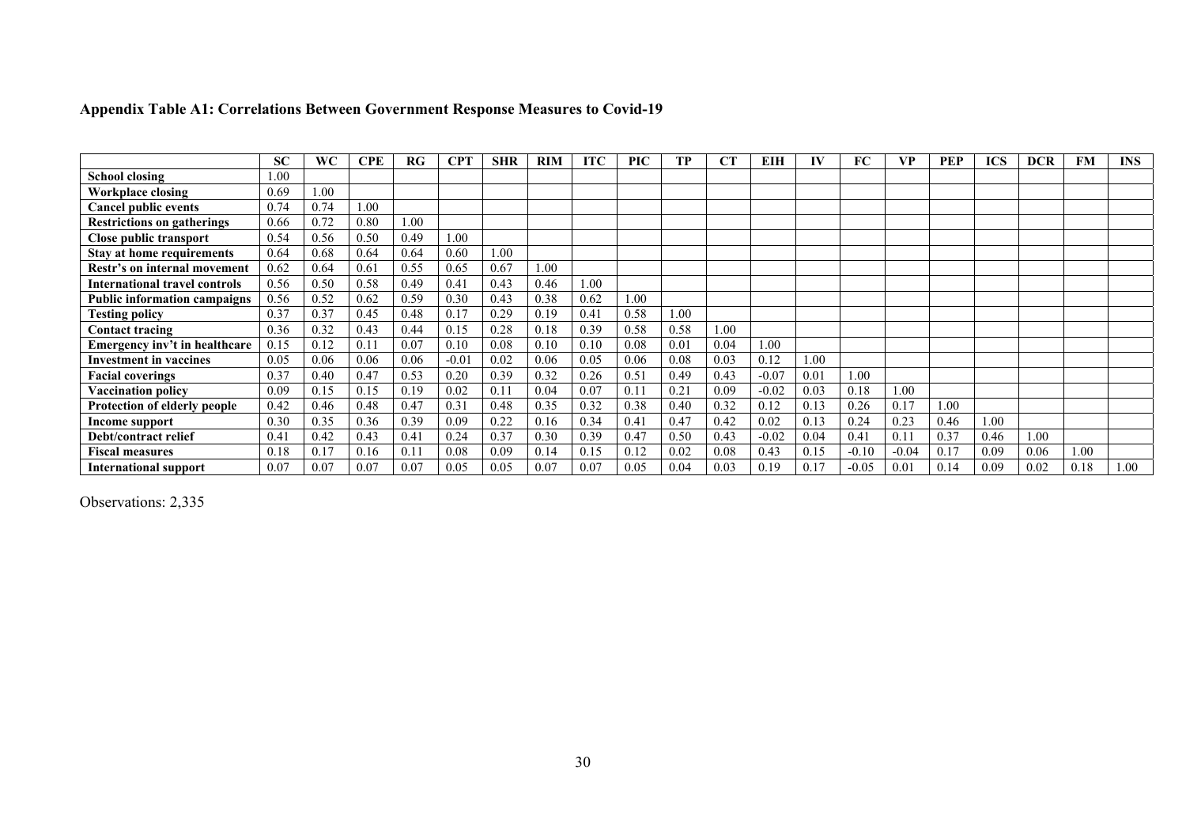### Appendix Table A1: Correlations Between Government Response Measures to Covid-19

| | SC | WC | CPE | RG | CPT | SHR | RIM | ITC | PIC | TP | CT | EIH | IV | FC | VP | PEP | ICS | DCR | FM | INS |
|---|---|---|---|---|---|---|---|---|---|---|---|---|---|---|---|---|---|---|---|---|
| **School closing** | 1.00 | | | | | | | | | | | | | | | | | | | |
| **Workplace closing** | 0.69 | 1.00 | | | | | | | | | | | | | | | | | | |
| **Cancel public events** | 0.74 | 0.74 | 1.00 | | | | | | | | | | | | | | | | | |
| **Restrictions on gatherings** | 0.66 | 0.72 | 0.80 | 1.00 | | | | | | | | | | | | | | | | |
| **Close public transport** | 0.54 | 0.56 | 0.50 | 0.49 | 1.00 | | | | | | | | | | | | | | | |
| **Stay at home requirements** | 0.64 | 0.68 | 0.64 | 0.64 | 0.60 | 1.00 | | | | | | | | | | | | | | |
| **Restr's on internal movement** | 0.62 | 0.64 | 0.61 | 0.55 | 0.65 | 0.67 | 1.00 | | | | | | | | | | | | | |
| **International travel controls** | 0.56 | 0.50 | 0.58 | 0.49 | 0.41 | 0.43 | 0.46 | 1.00 | | | | | | | | | | | | |
| **Public information campaigns** | 0.56 | 0.52 | 0.62 | 0.59 | 0.30 | 0.43 | 0.38 | 0.62 | 1.00 | | | | | | | | | | | |
| **Testing policy** | 0.37 | 0.37 | 0.45 | 0.48 | 0.17 | 0.29 | 0.19 | 0.41 | 0.58 | 1.00 | | | | | | | | | | |
| **Contact tracing** | 0.36 | 0.32 | 0.43 | 0.44 | 0.15 | 0.28 | 0.18 | 0.39 | 0.58 | 0.58 | 1.00 | | | | | | | | | |
| **Emergency inv't in healthcare** | 0.15 | 0.12 | 0.11 | 0.07 | 0.10 | 0.08 | 0.10 | 0.10 | 0.08 | 0.01 | 0.04 | 1.00 | | | | | | | | |
| **Investment in vaccines** | 0.05 | 0.06 | 0.06 | 0.06 | -0.01 | 0.02 | 0.06 | 0.05 | 0.06 | 0.08 | 0.03 | 0.12 | 1.00 | | | | | | | |
| **Facial coverings** | 0.37 | 0.40 | 0.47 | 0.53 | 0.20 | 0.39 | 0.32 | 0.26 | 0.51 | 0.49 | 0.43 | -0.07 | 0.01 | 1.00 | | | | | | |
| **Vaccination policy** | 0.09 | 0.15 | 0.15 | 0.19 | 0.02 | 0.11 | 0.04 | 0.07 | 0.11 | 0.21 | 0.09 | -0.02 | 0.03 | 0.18 | 1.00 | | | | | |
| **Protection of elderly people** | 0.42 | 0.46 | 0.48 | 0.47 | 0.31 | 0.48 | 0.35 | 0.32 | 0.38 | 0.40 | 0.32 | 0.12 | 0.13 | 0.26 | 0.17 | 1.00 | | | | |
| **Income support** | 0.30 | 0.35 | 0.36 | 0.39 | 0.09 | 0.22 | 0.16 | 0.34 | 0.41 | 0.47 | 0.42 | 0.02 | 0.13 | 0.24 | 0.23 | 0.46 | 1.00 | | | |
| **Debt/contract relief** | 0.41 | 0.42 | 0.43 | 0.41 | 0.24 | 0.37 | 0.30 | 0.39 | 0.47 | 0.50 | 0.43 | -0.02 | 0.04 | 0.41 | 0.11 | 0.37 | 0.46 | 1.00 | | |
| **Fiscal measures** | 0.18 | 0.17 | 0.16 | 0.11 | 0.08 | 0.09 | 0.14 | 0.15 | 0.12 | 0.02 | 0.08 | 0.43 | 0.15 | -0.10 | -0.04 | 0.17 | 0.09 | 0.06 | 1.00 | |
| **International support** | 0.07 | 0.07 | 0.07 | 0.07 | 0.05 | 0.05 | 0.07 | 0.07 | 0.05 | 0.04 | 0.03 | 0.19 | 0.17 | -0.05 | 0.01 | 0.14 | 0.09 | 0.02 | 0.18 | 1.00 |

Observations: 2,335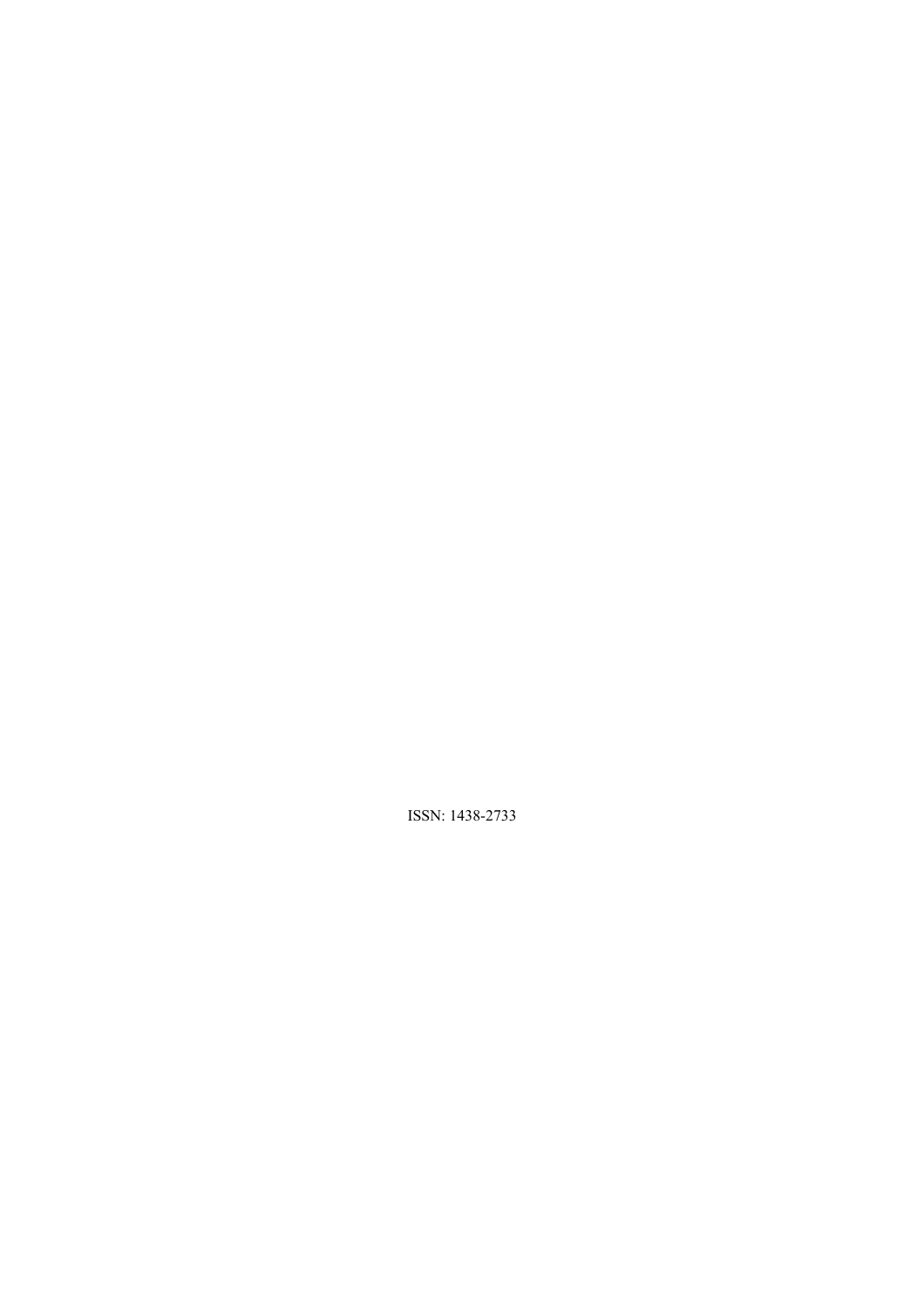ISSN: 1438-2733